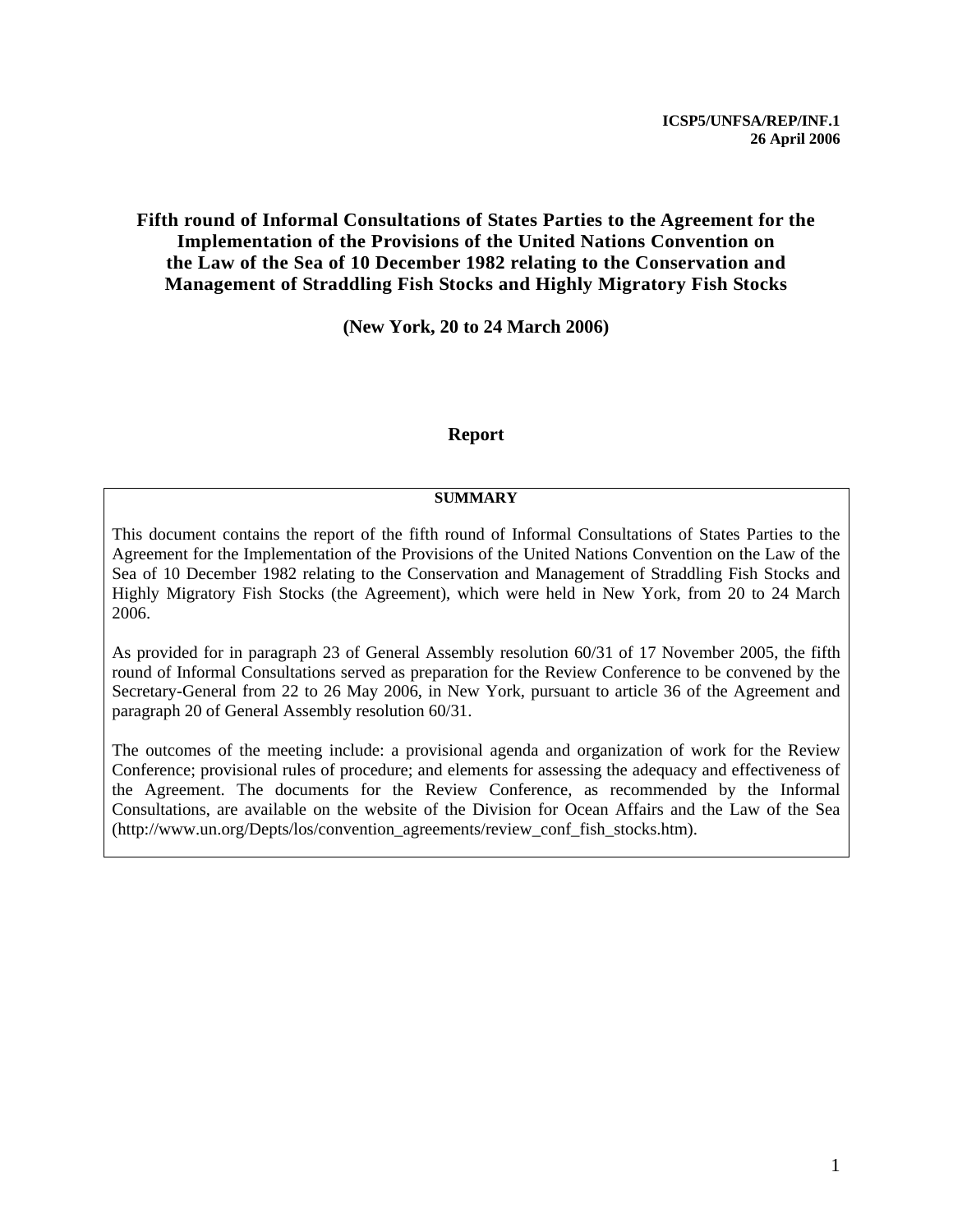**ICSP5/UNFSA/REP/INF.1**
**26 April 2006**

# Fifth round of Informal Consultations of States Parties to the Agreement for the Implementation of the Provisions of the United Nations Convention on the Law of the Sea of 10 December 1982 relating to the Conservation and Management of Straddling Fish Stocks and Highly Migratory Fish Stocks

**(New York, 20 to 24 March 2006)**

## Report

**SUMMARY**

This document contains the report of the fifth round of Informal Consultations of States Parties to the Agreement for the Implementation of the Provisions of the United Nations Convention on the Law of the Sea of 10 December 1982 relating to the Conservation and Management of Straddling Fish Stocks and Highly Migratory Fish Stocks (the Agreement), which were held in New York, from 20 to 24 March 2006.

As provided for in paragraph 23 of General Assembly resolution 60/31 of 17 November 2005, the fifth round of Informal Consultations served as preparation for the Review Conference to be convened by the Secretary-General from 22 to 26 May 2006, in New York, pursuant to article 36 of the Agreement and paragraph 20 of General Assembly resolution 60/31.

The outcomes of the meeting include: a provisional agenda and organization of work for the Review Conference; provisional rules of procedure; and elements for assessing the adequacy and effectiveness of the Agreement. The documents for the Review Conference, as recommended by the Informal Consultations, are available on the website of the Division for Ocean Affairs and the Law of the Sea (http://www.un.org/Depts/los/convention_agreements/review_conf_fish_stocks.htm).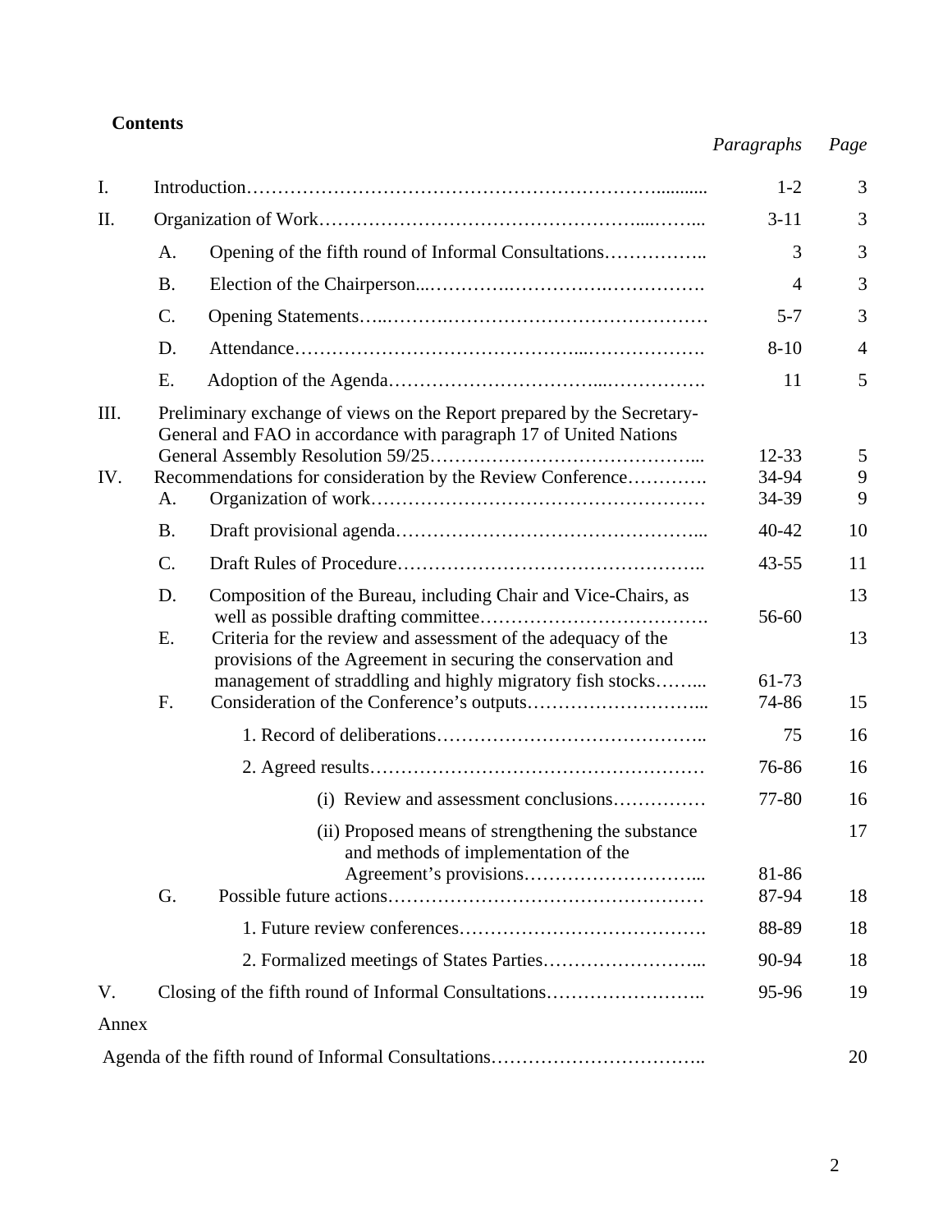**Contents**

| | | *Paragraphs* | *Page* |
|---|---|---|---|
| I. | Introduction | 1-2 | 3 |
| II. | Organization of Work | 3-11 | 3 |
| | A. Opening of the fifth round of Informal Consultations | 3 | 3 |
| | B. Election of the Chairperson | 4 | 3 |
| | C. Opening Statements | 5-7 | 3 |
| | D. Attendance | 8-10 | 4 |
| | E. Adoption of the Agenda | 11 | 5 |
| III. | Preliminary exchange of views on the Report prepared by the Secretary-General and FAO in accordance with paragraph 17 of United Nations General Assembly Resolution 59/25 | 12-33 | 5 |
| IV. | Recommendations for consideration by the Review Conference | 34-94 | 9 |
| | A. Organization of work | 34-39 | 9 |
| | B. Draft provisional agenda | 40-42 | 10 |
| | C. Draft Rules of Procedure | 43-55 | 11 |
| | D. Composition of the Bureau, including Chair and Vice-Chairs, as well as possible drafting committee | 56-60 | 13 |
| | E. Criteria for the review and assessment of the adequacy of the provisions of the Agreement in securing the conservation and management of straddling and highly migratory fish stocks | 61-73 | 13 |
| | F. Consideration of the Conference's outputs | 74-86 | 15 |
| | 1. Record of deliberations | 75 | 16 |
| | 2. Agreed results | 76-86 | 16 |
| | (i) Review and assessment conclusions | 77-80 | 16 |
| | (ii) Proposed means of strengthening the substance and methods of implementation of the Agreement's provisions | 81-86 | 17 |
| | G. Possible future actions | 87-94 | 18 |
| | 1. Future review conferences | 88-89 | 18 |
| | 2. Formalized meetings of States Parties | 90-94 | 18 |
| V. | Closing of the fifth round of Informal Consultations | 95-96 | 19 |
| Annex | | | |
| | Agenda of the fifth round of Informal Consultations | | 20 |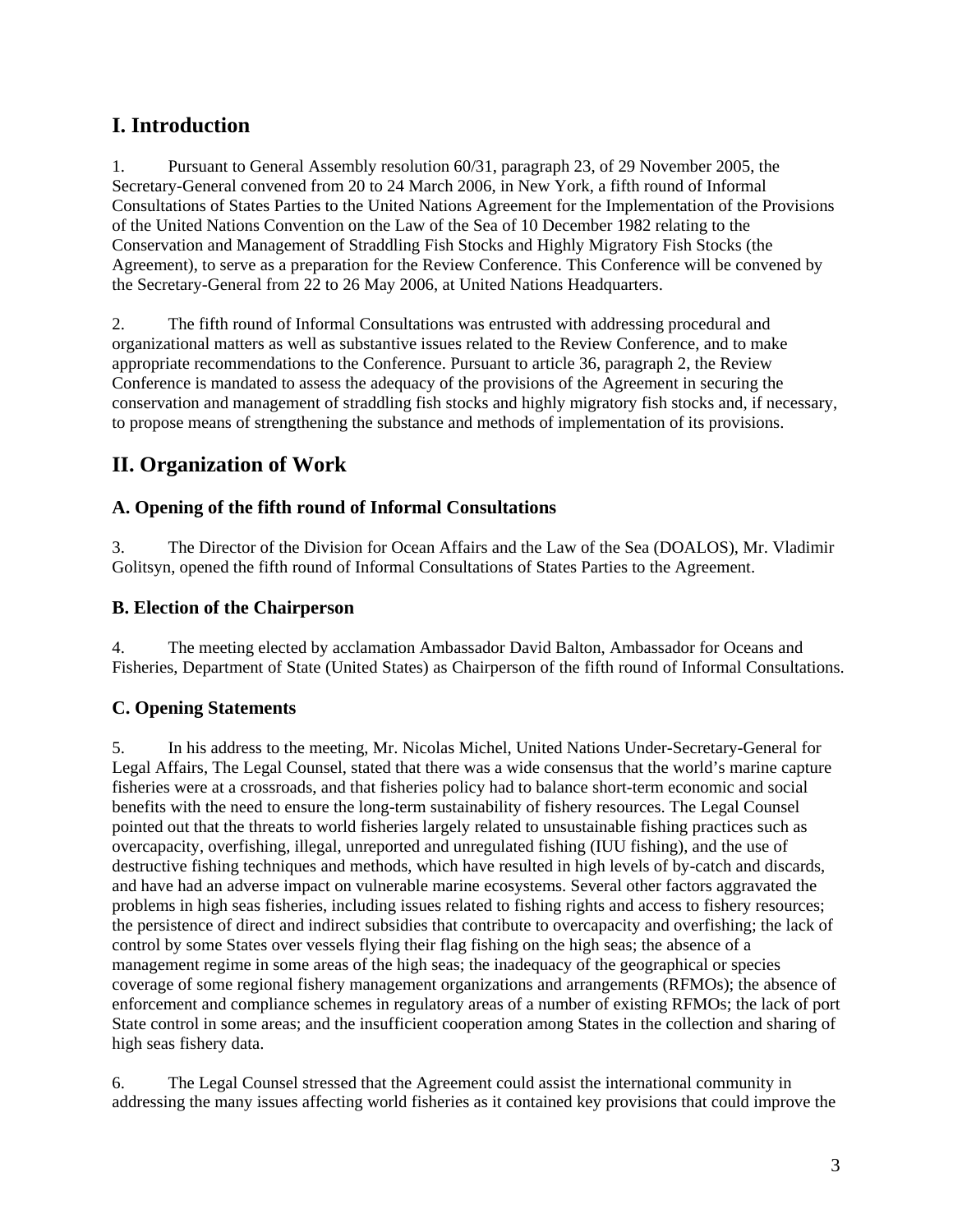## I. Introduction

1. Pursuant to General Assembly resolution 60/31, paragraph 23, of 29 November 2005, the Secretary-General convened from 20 to 24 March 2006, in New York, a fifth round of Informal Consultations of States Parties to the United Nations Agreement for the Implementation of the Provisions of the United Nations Convention on the Law of the Sea of 10 December 1982 relating to the Conservation and Management of Straddling Fish Stocks and Highly Migratory Fish Stocks (the Agreement), to serve as a preparation for the Review Conference. This Conference will be convened by the Secretary-General from 22 to 26 May 2006, at United Nations Headquarters.

2. The fifth round of Informal Consultations was entrusted with addressing procedural and organizational matters as well as substantive issues related to the Review Conference, and to make appropriate recommendations to the Conference. Pursuant to article 36, paragraph 2, the Review Conference is mandated to assess the adequacy of the provisions of the Agreement in securing the conservation and management of straddling fish stocks and highly migratory fish stocks and, if necessary, to propose means of strengthening the substance and methods of implementation of its provisions.

## II. Organization of Work

### A. Opening of the fifth round of Informal Consultations

3. The Director of the Division for Ocean Affairs and the Law of the Sea (DOALOS), Mr. Vladimir Golitsyn, opened the fifth round of Informal Consultations of States Parties to the Agreement.

### B. Election of the Chairperson

4. The meeting elected by acclamation Ambassador David Balton, Ambassador for Oceans and Fisheries, Department of State (United States) as Chairperson of the fifth round of Informal Consultations.

### C. Opening Statements

5. In his address to the meeting, Mr. Nicolas Michel, United Nations Under-Secretary-General for Legal Affairs, The Legal Counsel, stated that there was a wide consensus that the world's marine capture fisheries were at a crossroads, and that fisheries policy had to balance short-term economic and social benefits with the need to ensure the long-term sustainability of fishery resources. The Legal Counsel pointed out that the threats to world fisheries largely related to unsustainable fishing practices such as overcapacity, overfishing, illegal, unreported and unregulated fishing (IUU fishing), and the use of destructive fishing techniques and methods, which have resulted in high levels of by-catch and discards, and have had an adverse impact on vulnerable marine ecosystems. Several other factors aggravated the problems in high seas fisheries, including issues related to fishing rights and access to fishery resources; the persistence of direct and indirect subsidies that contribute to overcapacity and overfishing; the lack of control by some States over vessels flying their flag fishing on the high seas; the absence of a management regime in some areas of the high seas; the inadequacy of the geographical or species coverage of some regional fishery management organizations and arrangements (RFMOs); the absence of enforcement and compliance schemes in regulatory areas of a number of existing RFMOs; the lack of port State control in some areas; and the insufficient cooperation among States in the collection and sharing of high seas fishery data.

6. The Legal Counsel stressed that the Agreement could assist the international community in addressing the many issues affecting world fisheries as it contained key provisions that could improve the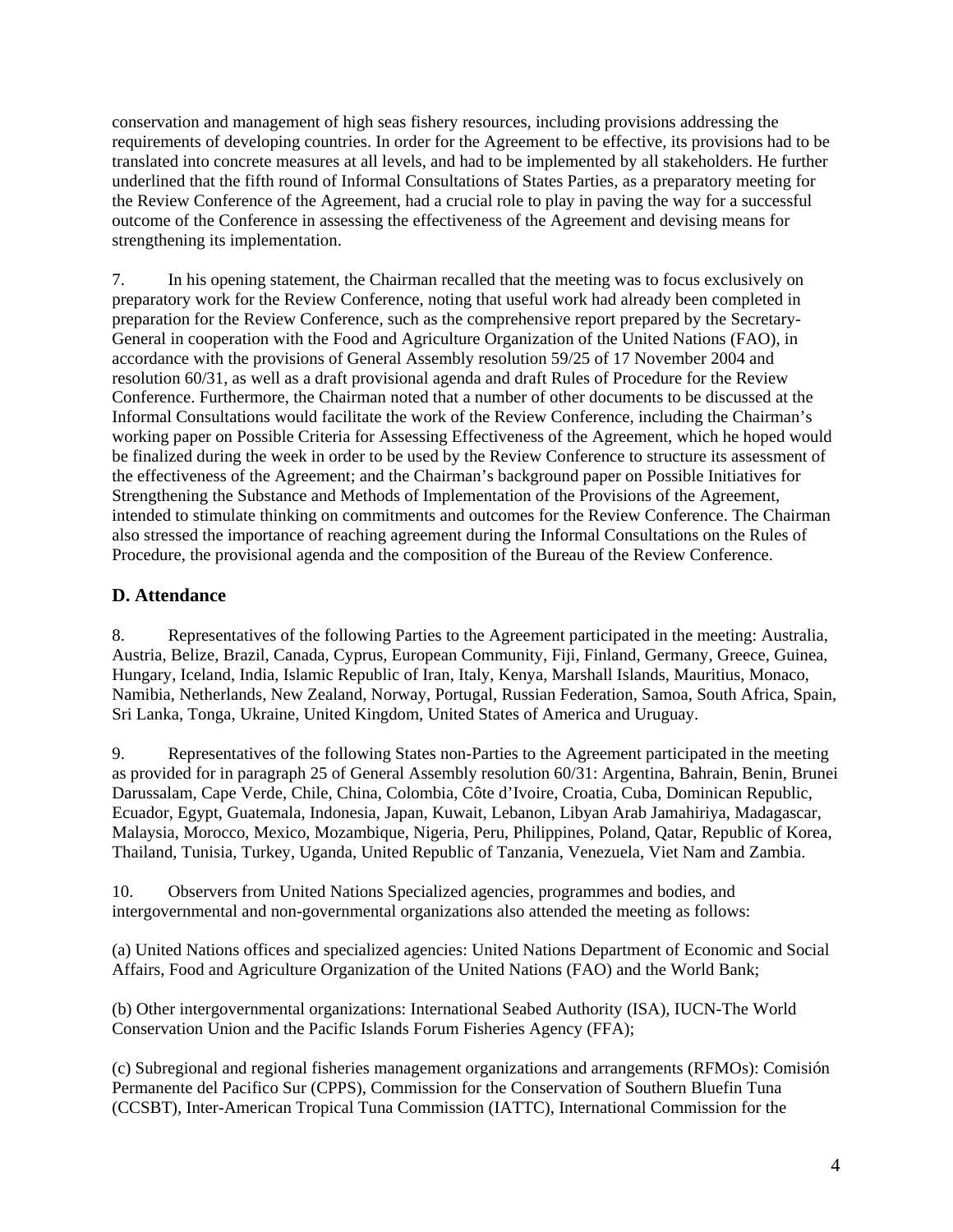conservation and management of high seas fishery resources, including provisions addressing the requirements of developing countries. In order for the Agreement to be effective, its provisions had to be translated into concrete measures at all levels, and had to be implemented by all stakeholders. He further underlined that the fifth round of Informal Consultations of States Parties, as a preparatory meeting for the Review Conference of the Agreement, had a crucial role to play in paving the way for a successful outcome of the Conference in assessing the effectiveness of the Agreement and devising means for strengthening its implementation.

7. In his opening statement, the Chairman recalled that the meeting was to focus exclusively on preparatory work for the Review Conference, noting that useful work had already been completed in preparation for the Review Conference, such as the comprehensive report prepared by the Secretary-General in cooperation with the Food and Agriculture Organization of the United Nations (FAO), in accordance with the provisions of General Assembly resolution 59/25 of 17 November 2004 and resolution 60/31, as well as a draft provisional agenda and draft Rules of Procedure for the Review Conference. Furthermore, the Chairman noted that a number of other documents to be discussed at the Informal Consultations would facilitate the work of the Review Conference, including the Chairman's working paper on Possible Criteria for Assessing Effectiveness of the Agreement, which he hoped would be finalized during the week in order to be used by the Review Conference to structure its assessment of the effectiveness of the Agreement; and the Chairman's background paper on Possible Initiatives for Strengthening the Substance and Methods of Implementation of the Provisions of the Agreement, intended to stimulate thinking on commitments and outcomes for the Review Conference. The Chairman also stressed the importance of reaching agreement during the Informal Consultations on the Rules of Procedure, the provisional agenda and the composition of the Bureau of the Review Conference.

## D. Attendance

8. Representatives of the following Parties to the Agreement participated in the meeting: Australia, Austria, Belize, Brazil, Canada, Cyprus, European Community, Fiji, Finland, Germany, Greece, Guinea, Hungary, Iceland, India, Islamic Republic of Iran, Italy, Kenya, Marshall Islands, Mauritius, Monaco, Namibia, Netherlands, New Zealand, Norway, Portugal, Russian Federation, Samoa, South Africa, Spain, Sri Lanka, Tonga, Ukraine, United Kingdom, United States of America and Uruguay.

9. Representatives of the following States non-Parties to the Agreement participated in the meeting as provided for in paragraph 25 of General Assembly resolution 60/31: Argentina, Bahrain, Benin, Brunei Darussalam, Cape Verde, Chile, China, Colombia, Côte d'Ivoire, Croatia, Cuba, Dominican Republic, Ecuador, Egypt, Guatemala, Indonesia, Japan, Kuwait, Lebanon, Libyan Arab Jamahiriya, Madagascar, Malaysia, Morocco, Mexico, Mozambique, Nigeria, Peru, Philippines, Poland, Qatar, Republic of Korea, Thailand, Tunisia, Turkey, Uganda, United Republic of Tanzania, Venezuela, Viet Nam and Zambia.

10. Observers from United Nations Specialized agencies, programmes and bodies, and intergovernmental and non-governmental organizations also attended the meeting as follows:

(a) United Nations offices and specialized agencies: United Nations Department of Economic and Social Affairs, Food and Agriculture Organization of the United Nations (FAO) and the World Bank;

(b) Other intergovernmental organizations: International Seabed Authority (ISA), IUCN-The World Conservation Union and the Pacific Islands Forum Fisheries Agency (FFA);

(c) Subregional and regional fisheries management organizations and arrangements (RFMOs): Comisión Permanente del Pacifico Sur (CPPS), Commission for the Conservation of Southern Bluefin Tuna (CCSBT), Inter-American Tropical Tuna Commission (IATTC), International Commission for the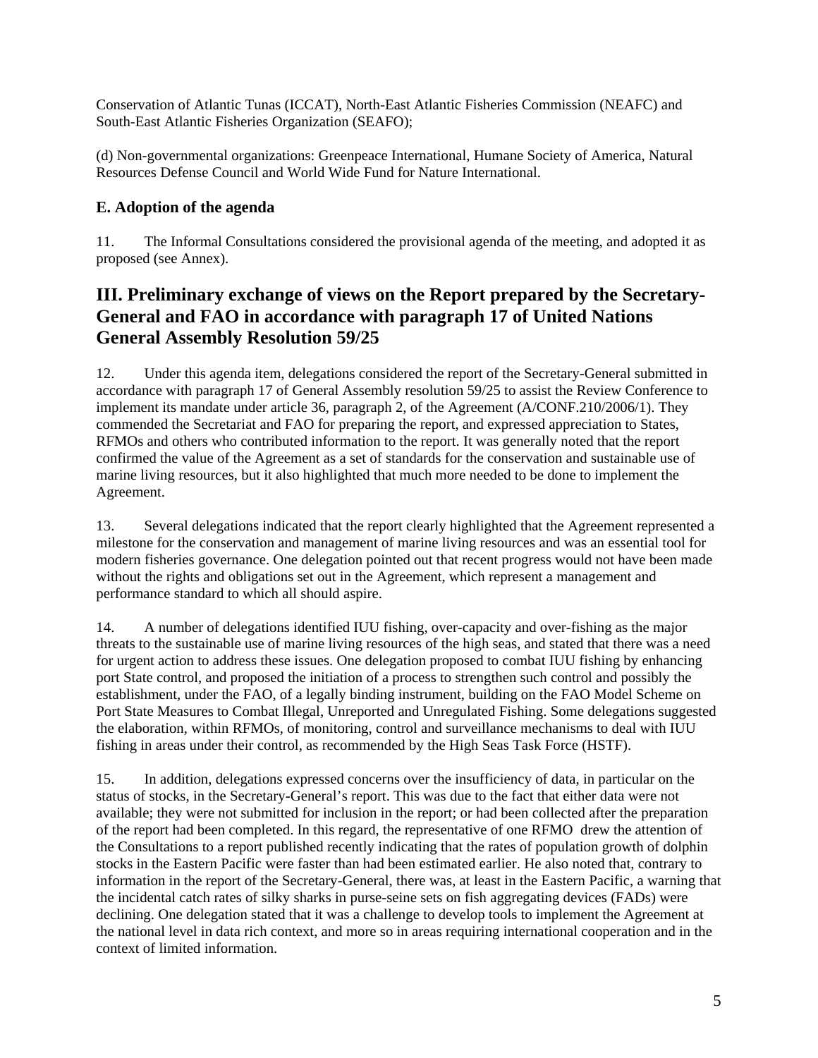Conservation of Atlantic Tunas (ICCAT), North-East Atlantic Fisheries Commission (NEAFC) and South-East Atlantic Fisheries Organization (SEAFO);

(d) Non-governmental organizations: Greenpeace International, Humane Society of America, Natural Resources Defense Council and World Wide Fund for Nature International.

### E. Adoption of the agenda

11. The Informal Consultations considered the provisional agenda of the meeting, and adopted it as proposed (see Annex).

## III. Preliminary exchange of views on the Report prepared by the Secretary-General and FAO in accordance with paragraph 17 of United Nations General Assembly Resolution 59/25

12. Under this agenda item, delegations considered the report of the Secretary-General submitted in accordance with paragraph 17 of General Assembly resolution 59/25 to assist the Review Conference to implement its mandate under article 36, paragraph 2, of the Agreement (A/CONF.210/2006/1). They commended the Secretariat and FAO for preparing the report, and expressed appreciation to States, RFMOs and others who contributed information to the report. It was generally noted that the report confirmed the value of the Agreement as a set of standards for the conservation and sustainable use of marine living resources, but it also highlighted that much more needed to be done to implement the Agreement.

13. Several delegations indicated that the report clearly highlighted that the Agreement represented a milestone for the conservation and management of marine living resources and was an essential tool for modern fisheries governance. One delegation pointed out that recent progress would not have been made without the rights and obligations set out in the Agreement, which represent a management and performance standard to which all should aspire.

14. A number of delegations identified IUU fishing, over-capacity and over-fishing as the major threats to the sustainable use of marine living resources of the high seas, and stated that there was a need for urgent action to address these issues. One delegation proposed to combat IUU fishing by enhancing port State control, and proposed the initiation of a process to strengthen such control and possibly the establishment, under the FAO, of a legally binding instrument, building on the FAO Model Scheme on Port State Measures to Combat Illegal, Unreported and Unregulated Fishing. Some delegations suggested the elaboration, within RFMOs, of monitoring, control and surveillance mechanisms to deal with IUU fishing in areas under their control, as recommended by the High Seas Task Force (HSTF).

15. In addition, delegations expressed concerns over the insufficiency of data, in particular on the status of stocks, in the Secretary-General's report. This was due to the fact that either data were not available; they were not submitted for inclusion in the report; or had been collected after the preparation of the report had been completed. In this regard, the representative of one RFMO drew the attention of the Consultations to a report published recently indicating that the rates of population growth of dolphin stocks in the Eastern Pacific were faster than had been estimated earlier. He also noted that, contrary to information in the report of the Secretary-General, there was, at least in the Eastern Pacific, a warning that the incidental catch rates of silky sharks in purse-seine sets on fish aggregating devices (FADs) were declining. One delegation stated that it was a challenge to develop tools to implement the Agreement at the national level in data rich context, and more so in areas requiring international cooperation and in the context of limited information.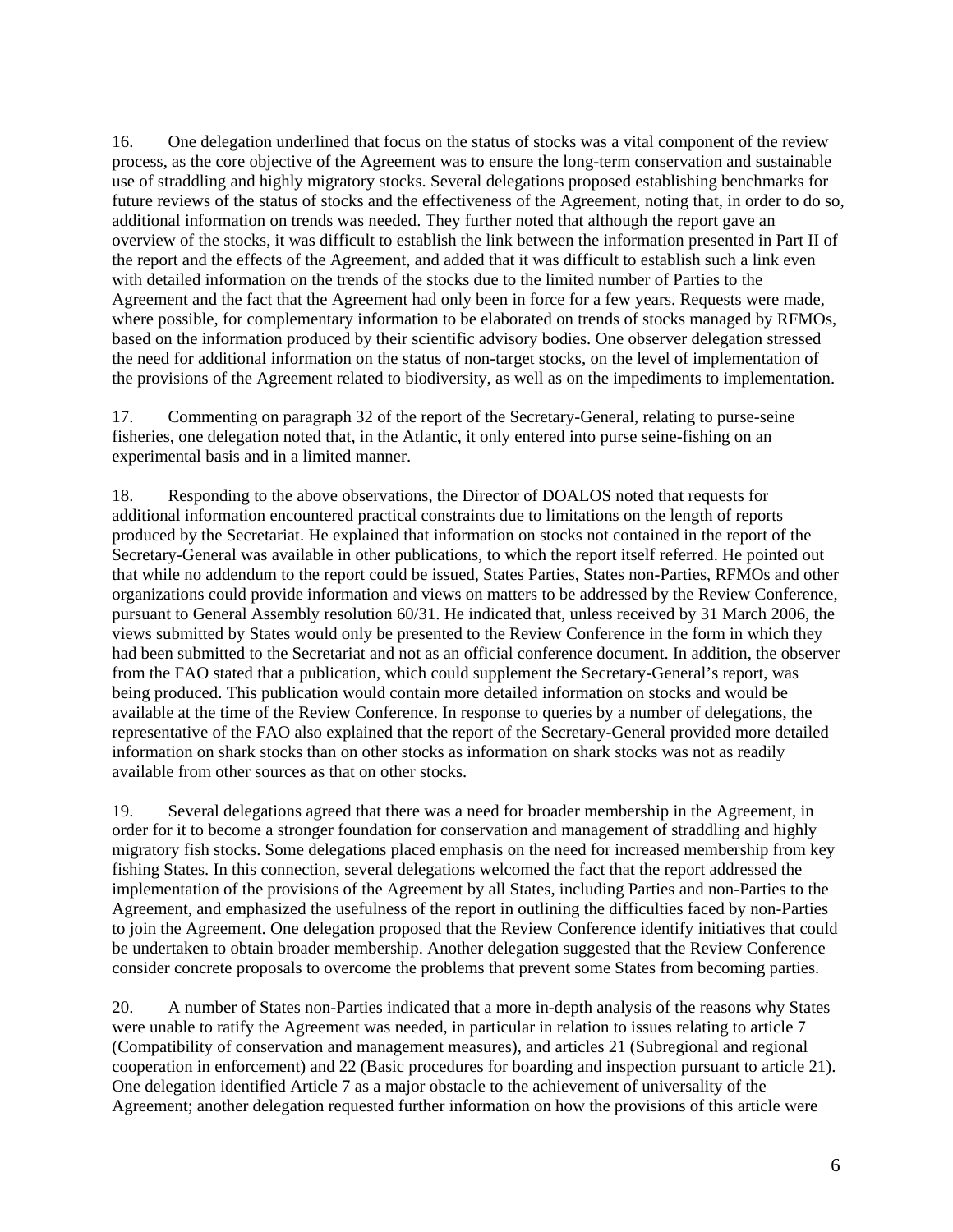16. One delegation underlined that focus on the status of stocks was a vital component of the review process, as the core objective of the Agreement was to ensure the long-term conservation and sustainable use of straddling and highly migratory stocks. Several delegations proposed establishing benchmarks for future reviews of the status of stocks and the effectiveness of the Agreement, noting that, in order to do so, additional information on trends was needed. They further noted that although the report gave an overview of the stocks, it was difficult to establish the link between the information presented in Part II of the report and the effects of the Agreement, and added that it was difficult to establish such a link even with detailed information on the trends of the stocks due to the limited number of Parties to the Agreement and the fact that the Agreement had only been in force for a few years. Requests were made, where possible, for complementary information to be elaborated on trends of stocks managed by RFMOs, based on the information produced by their scientific advisory bodies. One observer delegation stressed the need for additional information on the status of non-target stocks, on the level of implementation of the provisions of the Agreement related to biodiversity, as well as on the impediments to implementation.

17. Commenting on paragraph 32 of the report of the Secretary-General, relating to purse-seine fisheries, one delegation noted that, in the Atlantic, it only entered into purse seine-fishing on an experimental basis and in a limited manner.

18. Responding to the above observations, the Director of DOALOS noted that requests for additional information encountered practical constraints due to limitations on the length of reports produced by the Secretariat. He explained that information on stocks not contained in the report of the Secretary-General was available in other publications, to which the report itself referred. He pointed out that while no addendum to the report could be issued, States Parties, States non-Parties, RFMOs and other organizations could provide information and views on matters to be addressed by the Review Conference, pursuant to General Assembly resolution 60/31. He indicated that, unless received by 31 March 2006, the views submitted by States would only be presented to the Review Conference in the form in which they had been submitted to the Secretariat and not as an official conference document. In addition, the observer from the FAO stated that a publication, which could supplement the Secretary-General's report, was being produced. This publication would contain more detailed information on stocks and would be available at the time of the Review Conference. In response to queries by a number of delegations, the representative of the FAO also explained that the report of the Secretary-General provided more detailed information on shark stocks than on other stocks as information on shark stocks was not as readily available from other sources as that on other stocks.

19. Several delegations agreed that there was a need for broader membership in the Agreement, in order for it to become a stronger foundation for conservation and management of straddling and highly migratory fish stocks. Some delegations placed emphasis on the need for increased membership from key fishing States. In this connection, several delegations welcomed the fact that the report addressed the implementation of the provisions of the Agreement by all States, including Parties and non-Parties to the Agreement, and emphasized the usefulness of the report in outlining the difficulties faced by non-Parties to join the Agreement. One delegation proposed that the Review Conference identify initiatives that could be undertaken to obtain broader membership. Another delegation suggested that the Review Conference consider concrete proposals to overcome the problems that prevent some States from becoming parties.

20. A number of States non-Parties indicated that a more in-depth analysis of the reasons why States were unable to ratify the Agreement was needed, in particular in relation to issues relating to article 7 (Compatibility of conservation and management measures), and articles 21 (Subregional and regional cooperation in enforcement) and 22 (Basic procedures for boarding and inspection pursuant to article 21). One delegation identified Article 7 as a major obstacle to the achievement of universality of the Agreement; another delegation requested further information on how the provisions of this article were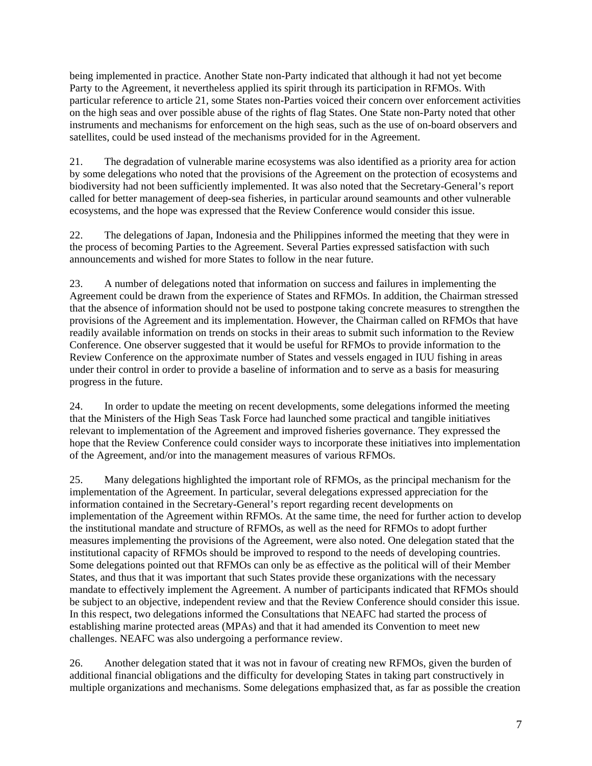being implemented in practice. Another State non-Party indicated that although it had not yet become Party to the Agreement, it nevertheless applied its spirit through its participation in RFMOs. With particular reference to article 21, some States non-Parties voiced their concern over enforcement activities on the high seas and over possible abuse of the rights of flag States. One State non-Party noted that other instruments and mechanisms for enforcement on the high seas, such as the use of on-board observers and satellites, could be used instead of the mechanisms provided for in the Agreement.

21. The degradation of vulnerable marine ecosystems was also identified as a priority area for action by some delegations who noted that the provisions of the Agreement on the protection of ecosystems and biodiversity had not been sufficiently implemented. It was also noted that the Secretary-General's report called for better management of deep-sea fisheries, in particular around seamounts and other vulnerable ecosystems, and the hope was expressed that the Review Conference would consider this issue.

22. The delegations of Japan, Indonesia and the Philippines informed the meeting that they were in the process of becoming Parties to the Agreement. Several Parties expressed satisfaction with such announcements and wished for more States to follow in the near future.

23. A number of delegations noted that information on success and failures in implementing the Agreement could be drawn from the experience of States and RFMOs. In addition, the Chairman stressed that the absence of information should not be used to postpone taking concrete measures to strengthen the provisions of the Agreement and its implementation. However, the Chairman called on RFMOs that have readily available information on trends on stocks in their areas to submit such information to the Review Conference. One observer suggested that it would be useful for RFMOs to provide information to the Review Conference on the approximate number of States and vessels engaged in IUU fishing in areas under their control in order to provide a baseline of information and to serve as a basis for measuring progress in the future.

24. In order to update the meeting on recent developments, some delegations informed the meeting that the Ministers of the High Seas Task Force had launched some practical and tangible initiatives relevant to implementation of the Agreement and improved fisheries governance. They expressed the hope that the Review Conference could consider ways to incorporate these initiatives into implementation of the Agreement, and/or into the management measures of various RFMOs.

25. Many delegations highlighted the important role of RFMOs, as the principal mechanism for the implementation of the Agreement. In particular, several delegations expressed appreciation for the information contained in the Secretary-General's report regarding recent developments on implementation of the Agreement within RFMOs. At the same time, the need for further action to develop the institutional mandate and structure of RFMOs, as well as the need for RFMOs to adopt further measures implementing the provisions of the Agreement, were also noted. One delegation stated that the institutional capacity of RFMOs should be improved to respond to the needs of developing countries. Some delegations pointed out that RFMOs can only be as effective as the political will of their Member States, and thus that it was important that such States provide these organizations with the necessary mandate to effectively implement the Agreement. A number of participants indicated that RFMOs should be subject to an objective, independent review and that the Review Conference should consider this issue. In this respect, two delegations informed the Consultations that NEAFC had started the process of establishing marine protected areas (MPAs) and that it had amended its Convention to meet new challenges. NEAFC was also undergoing a performance review.

26. Another delegation stated that it was not in favour of creating new RFMOs, given the burden of additional financial obligations and the difficulty for developing States in taking part constructively in multiple organizations and mechanisms. Some delegations emphasized that, as far as possible the creation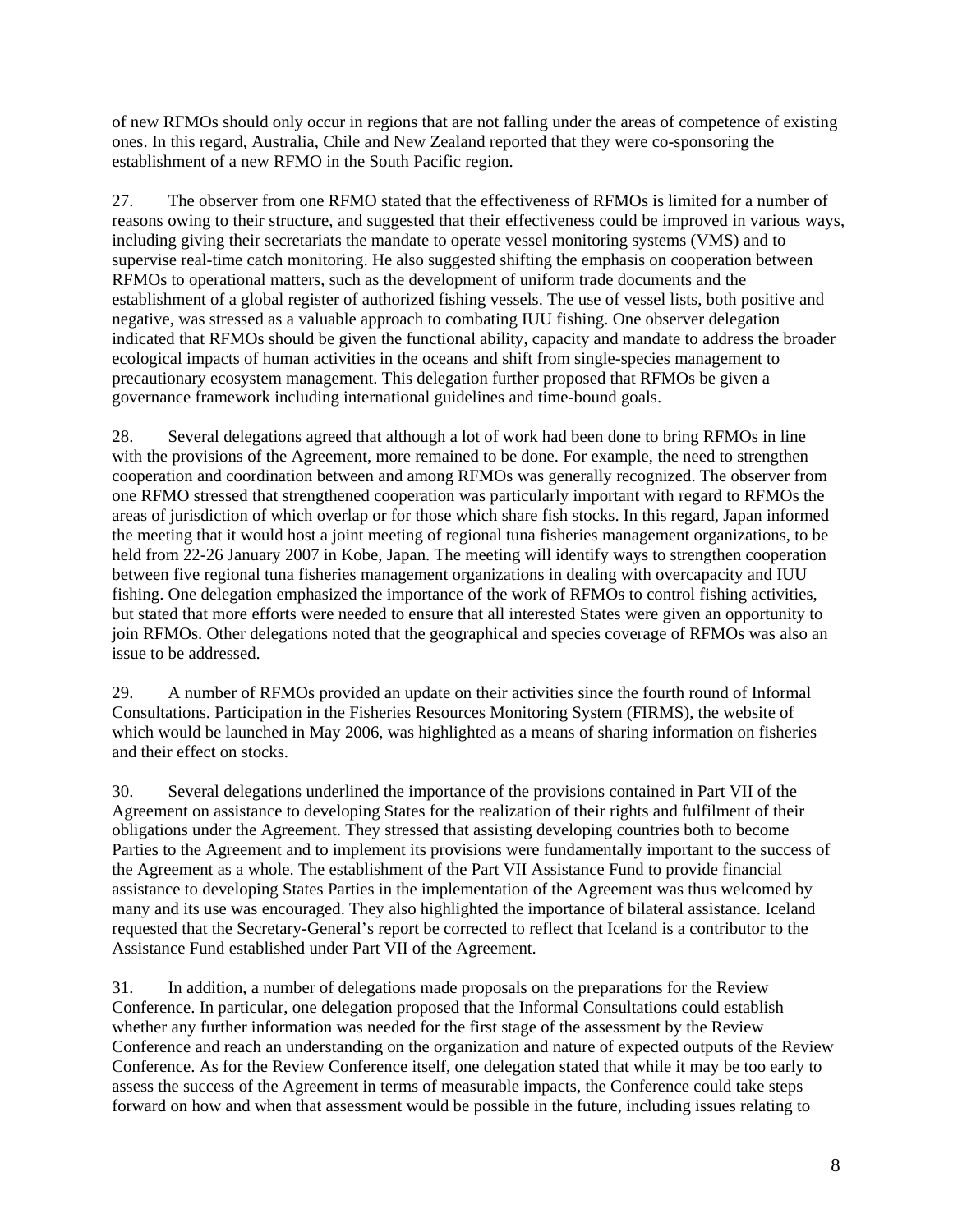of new RFMOs should only occur in regions that are not falling under the areas of competence of existing ones. In this regard, Australia, Chile and New Zealand reported that they were co-sponsoring the establishment of a new RFMO in the South Pacific region.

27. The observer from one RFMO stated that the effectiveness of RFMOs is limited for a number of reasons owing to their structure, and suggested that their effectiveness could be improved in various ways, including giving their secretariats the mandate to operate vessel monitoring systems (VMS) and to supervise real-time catch monitoring. He also suggested shifting the emphasis on cooperation between RFMOs to operational matters, such as the development of uniform trade documents and the establishment of a global register of authorized fishing vessels. The use of vessel lists, both positive and negative, was stressed as a valuable approach to combating IUU fishing. One observer delegation indicated that RFMOs should be given the functional ability, capacity and mandate to address the broader ecological impacts of human activities in the oceans and shift from single-species management to precautionary ecosystem management. This delegation further proposed that RFMOs be given a governance framework including international guidelines and time-bound goals.

28. Several delegations agreed that although a lot of work had been done to bring RFMOs in line with the provisions of the Agreement, more remained to be done. For example, the need to strengthen cooperation and coordination between and among RFMOs was generally recognized. The observer from one RFMO stressed that strengthened cooperation was particularly important with regard to RFMOs the areas of jurisdiction of which overlap or for those which share fish stocks. In this regard, Japan informed the meeting that it would host a joint meeting of regional tuna fisheries management organizations, to be held from 22-26 January 2007 in Kobe, Japan. The meeting will identify ways to strengthen cooperation between five regional tuna fisheries management organizations in dealing with overcapacity and IUU fishing. One delegation emphasized the importance of the work of RFMOs to control fishing activities, but stated that more efforts were needed to ensure that all interested States were given an opportunity to join RFMOs. Other delegations noted that the geographical and species coverage of RFMOs was also an issue to be addressed.

29. A number of RFMOs provided an update on their activities since the fourth round of Informal Consultations. Participation in the Fisheries Resources Monitoring System (FIRMS), the website of which would be launched in May 2006, was highlighted as a means of sharing information on fisheries and their effect on stocks.

30. Several delegations underlined the importance of the provisions contained in Part VII of the Agreement on assistance to developing States for the realization of their rights and fulfilment of their obligations under the Agreement. They stressed that assisting developing countries both to become Parties to the Agreement and to implement its provisions were fundamentally important to the success of the Agreement as a whole. The establishment of the Part VII Assistance Fund to provide financial assistance to developing States Parties in the implementation of the Agreement was thus welcomed by many and its use was encouraged. They also highlighted the importance of bilateral assistance. Iceland requested that the Secretary-General's report be corrected to reflect that Iceland is a contributor to the Assistance Fund established under Part VII of the Agreement.

31. In addition, a number of delegations made proposals on the preparations for the Review Conference. In particular, one delegation proposed that the Informal Consultations could establish whether any further information was needed for the first stage of the assessment by the Review Conference and reach an understanding on the organization and nature of expected outputs of the Review Conference. As for the Review Conference itself, one delegation stated that while it may be too early to assess the success of the Agreement in terms of measurable impacts, the Conference could take steps forward on how and when that assessment would be possible in the future, including issues relating to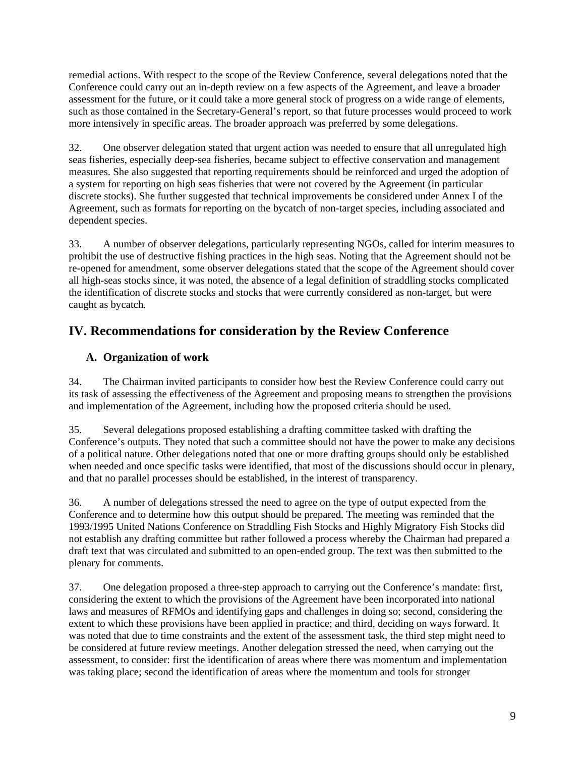remedial actions. With respect to the scope of the Review Conference, several delegations noted that the Conference could carry out an in-depth review on a few aspects of the Agreement, and leave a broader assessment for the future, or it could take a more general stock of progress on a wide range of elements, such as those contained in the Secretary-General's report, so that future processes would proceed to work more intensively in specific areas. The broader approach was preferred by some delegations.

32. One observer delegation stated that urgent action was needed to ensure that all unregulated high seas fisheries, especially deep-sea fisheries, became subject to effective conservation and management measures. She also suggested that reporting requirements should be reinforced and urged the adoption of a system for reporting on high seas fisheries that were not covered by the Agreement (in particular discrete stocks). She further suggested that technical improvements be considered under Annex I of the Agreement, such as formats for reporting on the bycatch of non-target species, including associated and dependent species.

33. A number of observer delegations, particularly representing NGOs, called for interim measures to prohibit the use of destructive fishing practices in the high seas. Noting that the Agreement should not be re-opened for amendment, some observer delegations stated that the scope of the Agreement should cover all high-seas stocks since, it was noted, the absence of a legal definition of straddling stocks complicated the identification of discrete stocks and stocks that were currently considered as non-target, but were caught as bycatch.

## IV. Recommendations for consideration by the Review Conference

### A. Organization of work

34. The Chairman invited participants to consider how best the Review Conference could carry out its task of assessing the effectiveness of the Agreement and proposing means to strengthen the provisions and implementation of the Agreement, including how the proposed criteria should be used.

35. Several delegations proposed establishing a drafting committee tasked with drafting the Conference's outputs. They noted that such a committee should not have the power to make any decisions of a political nature. Other delegations noted that one or more drafting groups should only be established when needed and once specific tasks were identified, that most of the discussions should occur in plenary, and that no parallel processes should be established, in the interest of transparency.

36. A number of delegations stressed the need to agree on the type of output expected from the Conference and to determine how this output should be prepared. The meeting was reminded that the 1993/1995 United Nations Conference on Straddling Fish Stocks and Highly Migratory Fish Stocks did not establish any drafting committee but rather followed a process whereby the Chairman had prepared a draft text that was circulated and submitted to an open-ended group. The text was then submitted to the plenary for comments.

37. One delegation proposed a three-step approach to carrying out the Conference's mandate: first, considering the extent to which the provisions of the Agreement have been incorporated into national laws and measures of RFMOs and identifying gaps and challenges in doing so; second, considering the extent to which these provisions have been applied in practice; and third, deciding on ways forward. It was noted that due to time constraints and the extent of the assessment task, the third step might need to be considered at future review meetings. Another delegation stressed the need, when carrying out the assessment, to consider: first the identification of areas where there was momentum and implementation was taking place; second the identification of areas where the momentum and tools for stronger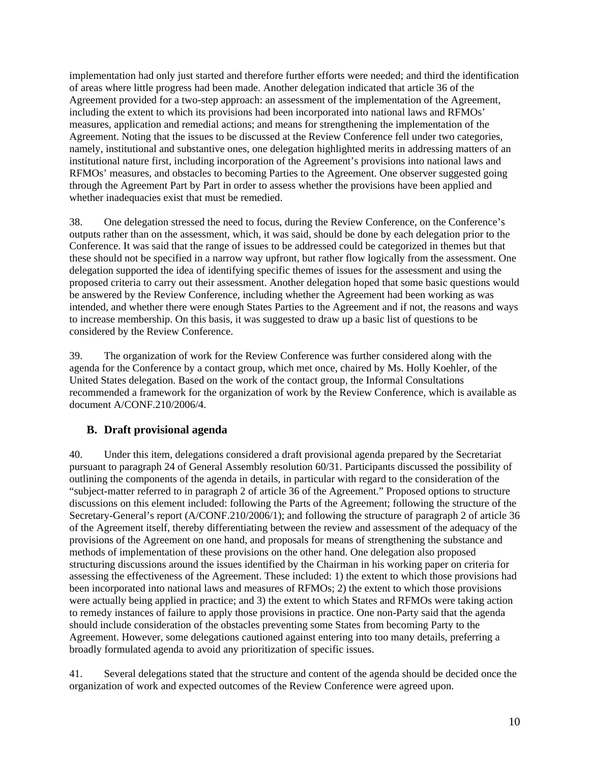implementation had only just started and therefore further efforts were needed; and third the identification of areas where little progress had been made. Another delegation indicated that article 36 of the Agreement provided for a two-step approach: an assessment of the implementation of the Agreement, including the extent to which its provisions had been incorporated into national laws and RFMOs' measures, application and remedial actions; and means for strengthening the implementation of the Agreement. Noting that the issues to be discussed at the Review Conference fell under two categories, namely, institutional and substantive ones, one delegation highlighted merits in addressing matters of an institutional nature first, including incorporation of the Agreement's provisions into national laws and RFMOs' measures, and obstacles to becoming Parties to the Agreement. One observer suggested going through the Agreement Part by Part in order to assess whether the provisions have been applied and whether inadequacies exist that must be remedied.

38. One delegation stressed the need to focus, during the Review Conference, on the Conference's outputs rather than on the assessment, which, it was said, should be done by each delegation prior to the Conference. It was said that the range of issues to be addressed could be categorized in themes but that these should not be specified in a narrow way upfront, but rather flow logically from the assessment. One delegation supported the idea of identifying specific themes of issues for the assessment and using the proposed criteria to carry out their assessment. Another delegation hoped that some basic questions would be answered by the Review Conference, including whether the Agreement had been working as was intended, and whether there were enough States Parties to the Agreement and if not, the reasons and ways to increase membership. On this basis, it was suggested to draw up a basic list of questions to be considered by the Review Conference.

39. The organization of work for the Review Conference was further considered along with the agenda for the Conference by a contact group, which met once, chaired by Ms. Holly Koehler, of the United States delegation. Based on the work of the contact group, the Informal Consultations recommended a framework for the organization of work by the Review Conference, which is available as document A/CONF.210/2006/4.

## B. Draft provisional agenda

40. Under this item, delegations considered a draft provisional agenda prepared by the Secretariat pursuant to paragraph 24 of General Assembly resolution 60/31. Participants discussed the possibility of outlining the components of the agenda in details, in particular with regard to the consideration of the "subject-matter referred to in paragraph 2 of article 36 of the Agreement." Proposed options to structure discussions on this element included: following the Parts of the Agreement; following the structure of the Secretary-General's report (A/CONF.210/2006/1); and following the structure of paragraph 2 of article 36 of the Agreement itself, thereby differentiating between the review and assessment of the adequacy of the provisions of the Agreement on one hand, and proposals for means of strengthening the substance and methods of implementation of these provisions on the other hand. One delegation also proposed structuring discussions around the issues identified by the Chairman in his working paper on criteria for assessing the effectiveness of the Agreement. These included: 1) the extent to which those provisions had been incorporated into national laws and measures of RFMOs; 2) the extent to which those provisions were actually being applied in practice; and 3) the extent to which States and RFMOs were taking action to remedy instances of failure to apply those provisions in practice. One non-Party said that the agenda should include consideration of the obstacles preventing some States from becoming Party to the Agreement. However, some delegations cautioned against entering into too many details, preferring a broadly formulated agenda to avoid any prioritization of specific issues.

41. Several delegations stated that the structure and content of the agenda should be decided once the organization of work and expected outcomes of the Review Conference were agreed upon.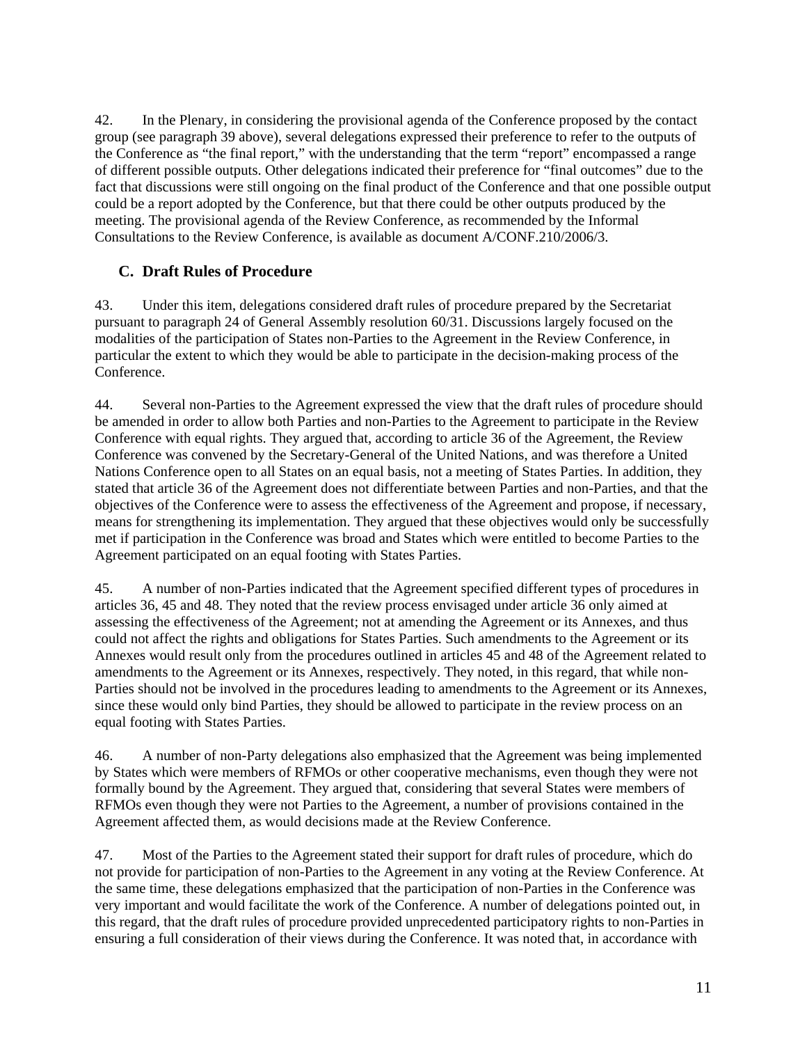42. In the Plenary, in considering the provisional agenda of the Conference proposed by the contact group (see paragraph 39 above), several delegations expressed their preference to refer to the outputs of the Conference as "the final report," with the understanding that the term "report" encompassed a range of different possible outputs. Other delegations indicated their preference for "final outcomes" due to the fact that discussions were still ongoing on the final product of the Conference and that one possible output could be a report adopted by the Conference, but that there could be other outputs produced by the meeting. The provisional agenda of the Review Conference, as recommended by the Informal Consultations to the Review Conference, is available as document A/CONF.210/2006/3.

### C. Draft Rules of Procedure

43. Under this item, delegations considered draft rules of procedure prepared by the Secretariat pursuant to paragraph 24 of General Assembly resolution 60/31. Discussions largely focused on the modalities of the participation of States non-Parties to the Agreement in the Review Conference, in particular the extent to which they would be able to participate in the decision-making process of the Conference.

44. Several non-Parties to the Agreement expressed the view that the draft rules of procedure should be amended in order to allow both Parties and non-Parties to the Agreement to participate in the Review Conference with equal rights. They argued that, according to article 36 of the Agreement, the Review Conference was convened by the Secretary-General of the United Nations, and was therefore a United Nations Conference open to all States on an equal basis, not a meeting of States Parties. In addition, they stated that article 36 of the Agreement does not differentiate between Parties and non-Parties, and that the objectives of the Conference were to assess the effectiveness of the Agreement and propose, if necessary, means for strengthening its implementation. They argued that these objectives would only be successfully met if participation in the Conference was broad and States which were entitled to become Parties to the Agreement participated on an equal footing with States Parties.

45. A number of non-Parties indicated that the Agreement specified different types of procedures in articles 36, 45 and 48. They noted that the review process envisaged under article 36 only aimed at assessing the effectiveness of the Agreement; not at amending the Agreement or its Annexes, and thus could not affect the rights and obligations for States Parties. Such amendments to the Agreement or its Annexes would result only from the procedures outlined in articles 45 and 48 of the Agreement related to amendments to the Agreement or its Annexes, respectively. They noted, in this regard, that while non-Parties should not be involved in the procedures leading to amendments to the Agreement or its Annexes, since these would only bind Parties, they should be allowed to participate in the review process on an equal footing with States Parties.

46. A number of non-Party delegations also emphasized that the Agreement was being implemented by States which were members of RFMOs or other cooperative mechanisms, even though they were not formally bound by the Agreement. They argued that, considering that several States were members of RFMOs even though they were not Parties to the Agreement, a number of provisions contained in the Agreement affected them, as would decisions made at the Review Conference.

47. Most of the Parties to the Agreement stated their support for draft rules of procedure, which do not provide for participation of non-Parties to the Agreement in any voting at the Review Conference. At the same time, these delegations emphasized that the participation of non-Parties in the Conference was very important and would facilitate the work of the Conference. A number of delegations pointed out, in this regard, that the draft rules of procedure provided unprecedented participatory rights to non-Parties in ensuring a full consideration of their views during the Conference. It was noted that, in accordance with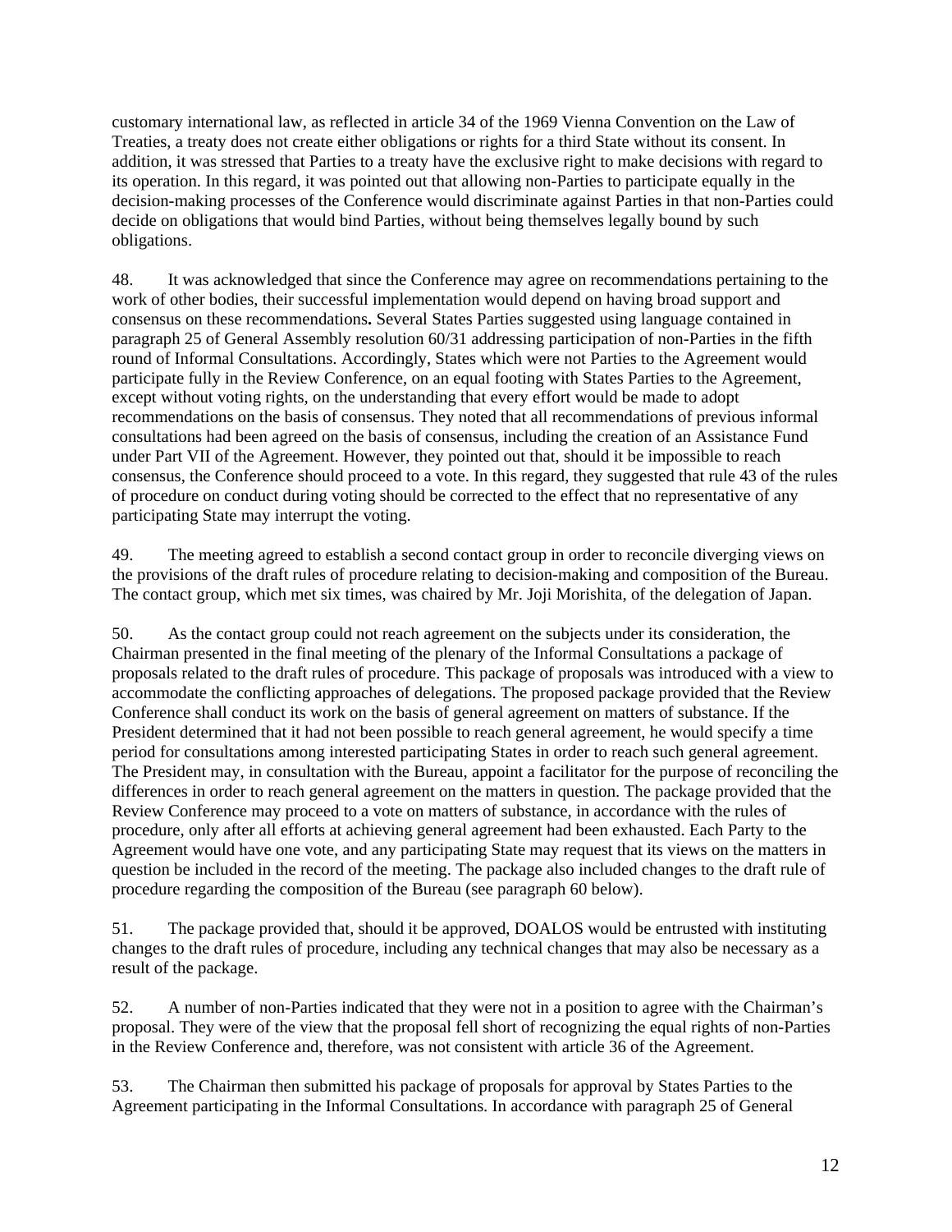customary international law, as reflected in article 34 of the 1969 Vienna Convention on the Law of Treaties, a treaty does not create either obligations or rights for a third State without its consent. In addition, it was stressed that Parties to a treaty have the exclusive right to make decisions with regard to its operation. In this regard, it was pointed out that allowing non-Parties to participate equally in the decision-making processes of the Conference would discriminate against Parties in that non-Parties could decide on obligations that would bind Parties, without being themselves legally bound by such obligations.

48. It was acknowledged that since the Conference may agree on recommendations pertaining to the work of other bodies, their successful implementation would depend on having broad support and consensus on these recommendations**.** Several States Parties suggested using language contained in paragraph 25 of General Assembly resolution 60/31 addressing participation of non-Parties in the fifth round of Informal Consultations. Accordingly, States which were not Parties to the Agreement would participate fully in the Review Conference, on an equal footing with States Parties to the Agreement, except without voting rights, on the understanding that every effort would be made to adopt recommendations on the basis of consensus. They noted that all recommendations of previous informal consultations had been agreed on the basis of consensus, including the creation of an Assistance Fund under Part VII of the Agreement. However, they pointed out that, should it be impossible to reach consensus, the Conference should proceed to a vote. In this regard, they suggested that rule 43 of the rules of procedure on conduct during voting should be corrected to the effect that no representative of any participating State may interrupt the voting.

49. The meeting agreed to establish a second contact group in order to reconcile diverging views on the provisions of the draft rules of procedure relating to decision-making and composition of the Bureau. The contact group, which met six times, was chaired by Mr. Joji Morishita, of the delegation of Japan.

50. As the contact group could not reach agreement on the subjects under its consideration, the Chairman presented in the final meeting of the plenary of the Informal Consultations a package of proposals related to the draft rules of procedure. This package of proposals was introduced with a view to accommodate the conflicting approaches of delegations. The proposed package provided that the Review Conference shall conduct its work on the basis of general agreement on matters of substance. If the President determined that it had not been possible to reach general agreement, he would specify a time period for consultations among interested participating States in order to reach such general agreement. The President may, in consultation with the Bureau, appoint a facilitator for the purpose of reconciling the differences in order to reach general agreement on the matters in question. The package provided that the Review Conference may proceed to a vote on matters of substance, in accordance with the rules of procedure, only after all efforts at achieving general agreement had been exhausted. Each Party to the Agreement would have one vote, and any participating State may request that its views on the matters in question be included in the record of the meeting. The package also included changes to the draft rule of procedure regarding the composition of the Bureau (see paragraph 60 below).

51. The package provided that, should it be approved, DOALOS would be entrusted with instituting changes to the draft rules of procedure, including any technical changes that may also be necessary as a result of the package.

52. A number of non-Parties indicated that they were not in a position to agree with the Chairman's proposal. They were of the view that the proposal fell short of recognizing the equal rights of non-Parties in the Review Conference and, therefore, was not consistent with article 36 of the Agreement.

53. The Chairman then submitted his package of proposals for approval by States Parties to the Agreement participating in the Informal Consultations. In accordance with paragraph 25 of General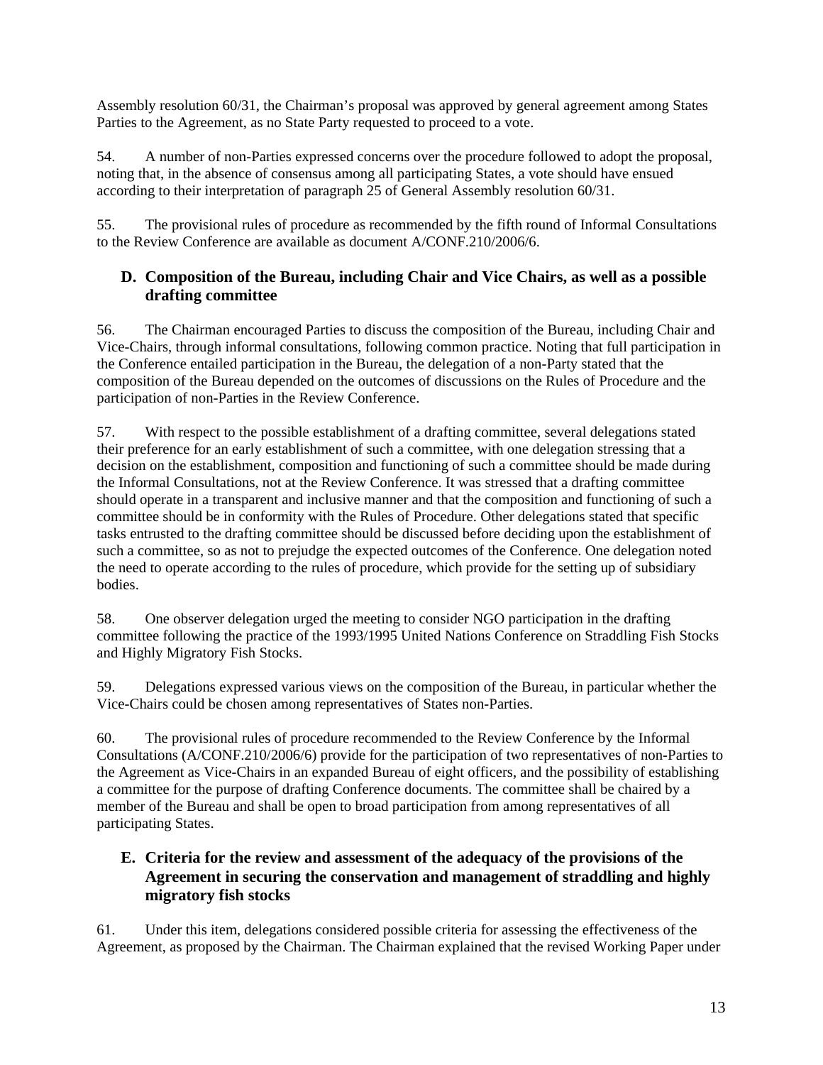Assembly resolution 60/31, the Chairman's proposal was approved by general agreement among States Parties to the Agreement, as no State Party requested to proceed to a vote.

54. A number of non-Parties expressed concerns over the procedure followed to adopt the proposal, noting that, in the absence of consensus among all participating States, a vote should have ensued according to their interpretation of paragraph 25 of General Assembly resolution 60/31.

55. The provisional rules of procedure as recommended by the fifth round of Informal Consultations to the Review Conference are available as document A/CONF.210/2006/6.

### D. Composition of the Bureau, including Chair and Vice Chairs, as well as a possible drafting committee

56. The Chairman encouraged Parties to discuss the composition of the Bureau, including Chair and Vice-Chairs, through informal consultations, following common practice. Noting that full participation in the Conference entailed participation in the Bureau, the delegation of a non-Party stated that the composition of the Bureau depended on the outcomes of discussions on the Rules of Procedure and the participation of non-Parties in the Review Conference.

57. With respect to the possible establishment of a drafting committee, several delegations stated their preference for an early establishment of such a committee, with one delegation stressing that a decision on the establishment, composition and functioning of such a committee should be made during the Informal Consultations, not at the Review Conference. It was stressed that a drafting committee should operate in a transparent and inclusive manner and that the composition and functioning of such a committee should be in conformity with the Rules of Procedure. Other delegations stated that specific tasks entrusted to the drafting committee should be discussed before deciding upon the establishment of such a committee, so as not to prejudge the expected outcomes of the Conference. One delegation noted the need to operate according to the rules of procedure, which provide for the setting up of subsidiary bodies.

58. One observer delegation urged the meeting to consider NGO participation in the drafting committee following the practice of the 1993/1995 United Nations Conference on Straddling Fish Stocks and Highly Migratory Fish Stocks.

59. Delegations expressed various views on the composition of the Bureau, in particular whether the Vice-Chairs could be chosen among representatives of States non-Parties.

60. The provisional rules of procedure recommended to the Review Conference by the Informal Consultations (A/CONF.210/2006/6) provide for the participation of two representatives of non-Parties to the Agreement as Vice-Chairs in an expanded Bureau of eight officers, and the possibility of establishing a committee for the purpose of drafting Conference documents. The committee shall be chaired by a member of the Bureau and shall be open to broad participation from among representatives of all participating States.

### E. Criteria for the review and assessment of the adequacy of the provisions of the Agreement in securing the conservation and management of straddling and highly migratory fish stocks

61. Under this item, delegations considered possible criteria for assessing the effectiveness of the Agreement, as proposed by the Chairman. The Chairman explained that the revised Working Paper under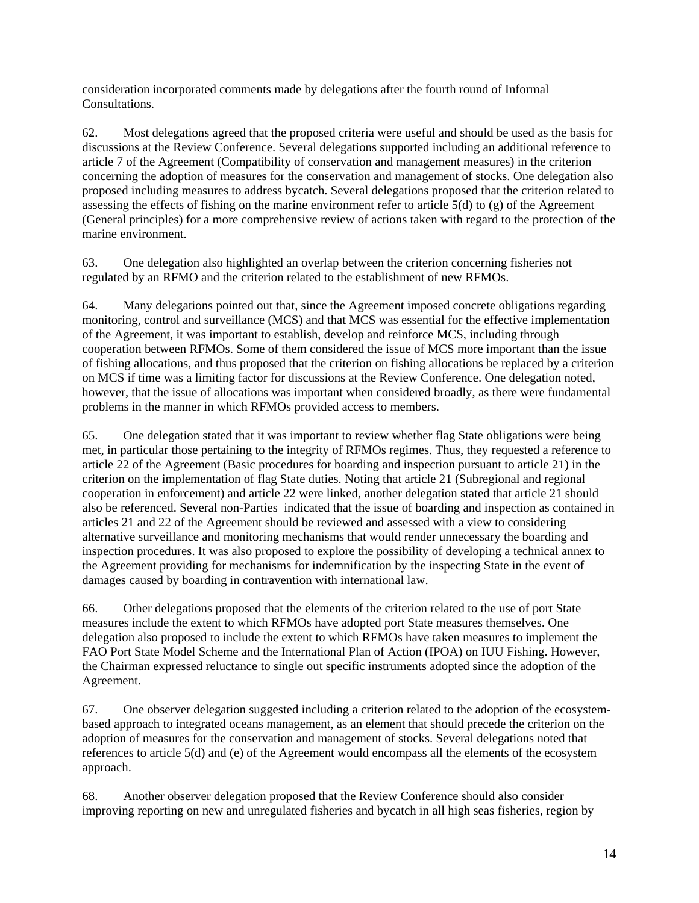consideration incorporated comments made by delegations after the fourth round of Informal Consultations.

62. Most delegations agreed that the proposed criteria were useful and should be used as the basis for discussions at the Review Conference. Several delegations supported including an additional reference to article 7 of the Agreement (Compatibility of conservation and management measures) in the criterion concerning the adoption of measures for the conservation and management of stocks. One delegation also proposed including measures to address bycatch. Several delegations proposed that the criterion related to assessing the effects of fishing on the marine environment refer to article 5(d) to (g) of the Agreement (General principles) for a more comprehensive review of actions taken with regard to the protection of the marine environment.

63. One delegation also highlighted an overlap between the criterion concerning fisheries not regulated by an RFMO and the criterion related to the establishment of new RFMOs.

64. Many delegations pointed out that, since the Agreement imposed concrete obligations regarding monitoring, control and surveillance (MCS) and that MCS was essential for the effective implementation of the Agreement, it was important to establish, develop and reinforce MCS, including through cooperation between RFMOs. Some of them considered the issue of MCS more important than the issue of fishing allocations, and thus proposed that the criterion on fishing allocations be replaced by a criterion on MCS if time was a limiting factor for discussions at the Review Conference. One delegation noted, however, that the issue of allocations was important when considered broadly, as there were fundamental problems in the manner in which RFMOs provided access to members.

65. One delegation stated that it was important to review whether flag State obligations were being met, in particular those pertaining to the integrity of RFMOs regimes. Thus, they requested a reference to article 22 of the Agreement (Basic procedures for boarding and inspection pursuant to article 21) in the criterion on the implementation of flag State duties. Noting that article 21 (Subregional and regional cooperation in enforcement) and article 22 were linked, another delegation stated that article 21 should also be referenced. Several non-Parties indicated that the issue of boarding and inspection as contained in articles 21 and 22 of the Agreement should be reviewed and assessed with a view to considering alternative surveillance and monitoring mechanisms that would render unnecessary the boarding and inspection procedures. It was also proposed to explore the possibility of developing a technical annex to the Agreement providing for mechanisms for indemnification by the inspecting State in the event of damages caused by boarding in contravention with international law.

66. Other delegations proposed that the elements of the criterion related to the use of port State measures include the extent to which RFMOs have adopted port State measures themselves. One delegation also proposed to include the extent to which RFMOs have taken measures to implement the FAO Port State Model Scheme and the International Plan of Action (IPOA) on IUU Fishing. However, the Chairman expressed reluctance to single out specific instruments adopted since the adoption of the Agreement.

67. One observer delegation suggested including a criterion related to the adoption of the ecosystem-based approach to integrated oceans management, as an element that should precede the criterion on the adoption of measures for the conservation and management of stocks. Several delegations noted that references to article 5(d) and (e) of the Agreement would encompass all the elements of the ecosystem approach.

68. Another observer delegation proposed that the Review Conference should also consider improving reporting on new and unregulated fisheries and bycatch in all high seas fisheries, region by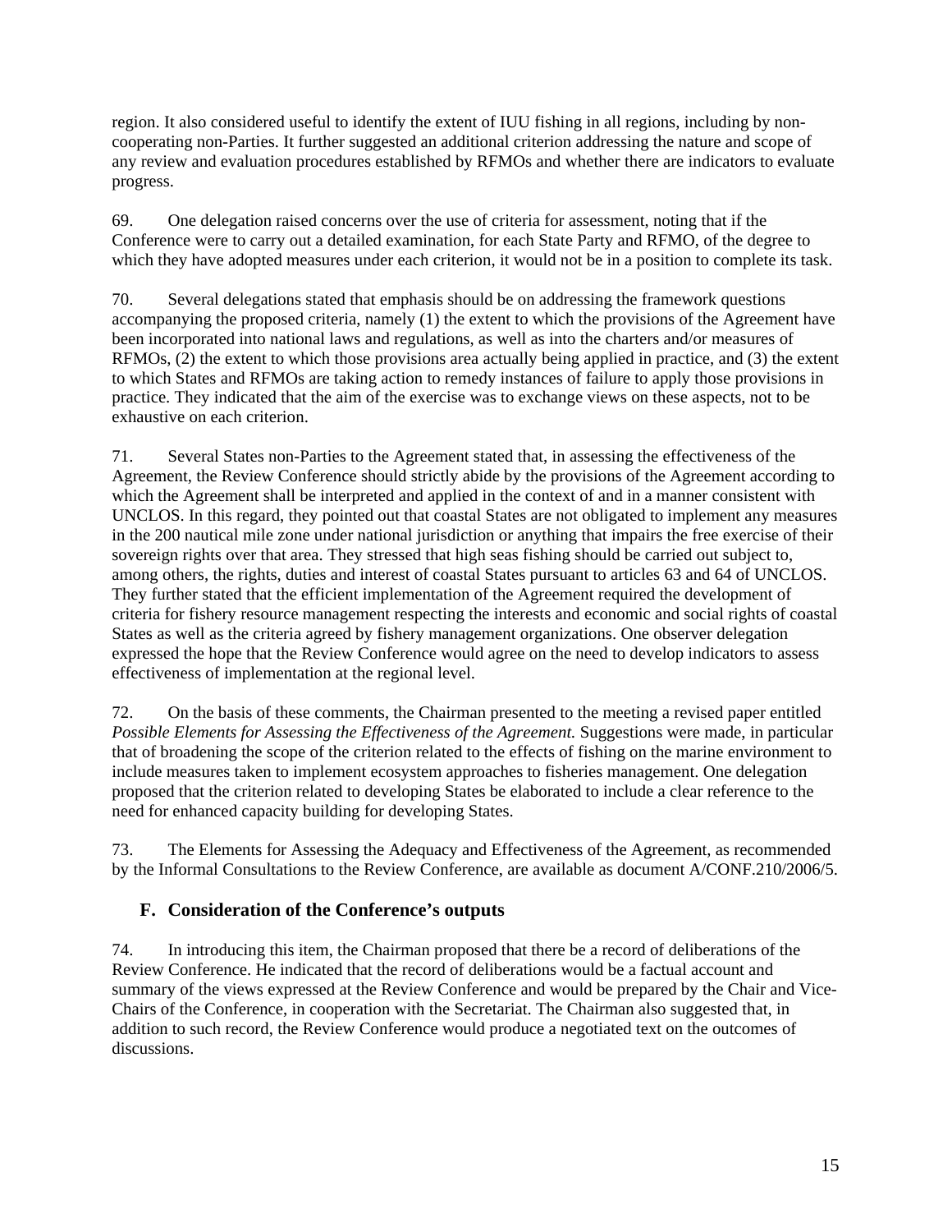region. It also considered useful to identify the extent of IUU fishing in all regions, including by non-cooperating non-Parties. It further suggested an additional criterion addressing the nature and scope of any review and evaluation procedures established by RFMOs and whether there are indicators to evaluate progress.

69. One delegation raised concerns over the use of criteria for assessment, noting that if the Conference were to carry out a detailed examination, for each State Party and RFMO, of the degree to which they have adopted measures under each criterion, it would not be in a position to complete its task.

70. Several delegations stated that emphasis should be on addressing the framework questions accompanying the proposed criteria, namely (1) the extent to which the provisions of the Agreement have been incorporated into national laws and regulations, as well as into the charters and/or measures of RFMOs, (2) the extent to which those provisions area actually being applied in practice, and (3) the extent to which States and RFMOs are taking action to remedy instances of failure to apply those provisions in practice. They indicated that the aim of the exercise was to exchange views on these aspects, not to be exhaustive on each criterion.

71. Several States non-Parties to the Agreement stated that, in assessing the effectiveness of the Agreement, the Review Conference should strictly abide by the provisions of the Agreement according to which the Agreement shall be interpreted and applied in the context of and in a manner consistent with UNCLOS. In this regard, they pointed out that coastal States are not obligated to implement any measures in the 200 nautical mile zone under national jurisdiction or anything that impairs the free exercise of their sovereign rights over that area. They stressed that high seas fishing should be carried out subject to, among others, the rights, duties and interest of coastal States pursuant to articles 63 and 64 of UNCLOS. They further stated that the efficient implementation of the Agreement required the development of criteria for fishery resource management respecting the interests and economic and social rights of coastal States as well as the criteria agreed by fishery management organizations. One observer delegation expressed the hope that the Review Conference would agree on the need to develop indicators to assess effectiveness of implementation at the regional level.

72. On the basis of these comments, the Chairman presented to the meeting a revised paper entitled *Possible Elements for Assessing the Effectiveness of the Agreement.* Suggestions were made, in particular that of broadening the scope of the criterion related to the effects of fishing on the marine environment to include measures taken to implement ecosystem approaches to fisheries management. One delegation proposed that the criterion related to developing States be elaborated to include a clear reference to the need for enhanced capacity building for developing States.

73. The Elements for Assessing the Adequacy and Effectiveness of the Agreement, as recommended by the Informal Consultations to the Review Conference, are available as document A/CONF.210/2006/5.

## F. Consideration of the Conference's outputs

74. In introducing this item, the Chairman proposed that there be a record of deliberations of the Review Conference. He indicated that the record of deliberations would be a factual account and summary of the views expressed at the Review Conference and would be prepared by the Chair and Vice-Chairs of the Conference, in cooperation with the Secretariat. The Chairman also suggested that, in addition to such record, the Review Conference would produce a negotiated text on the outcomes of discussions.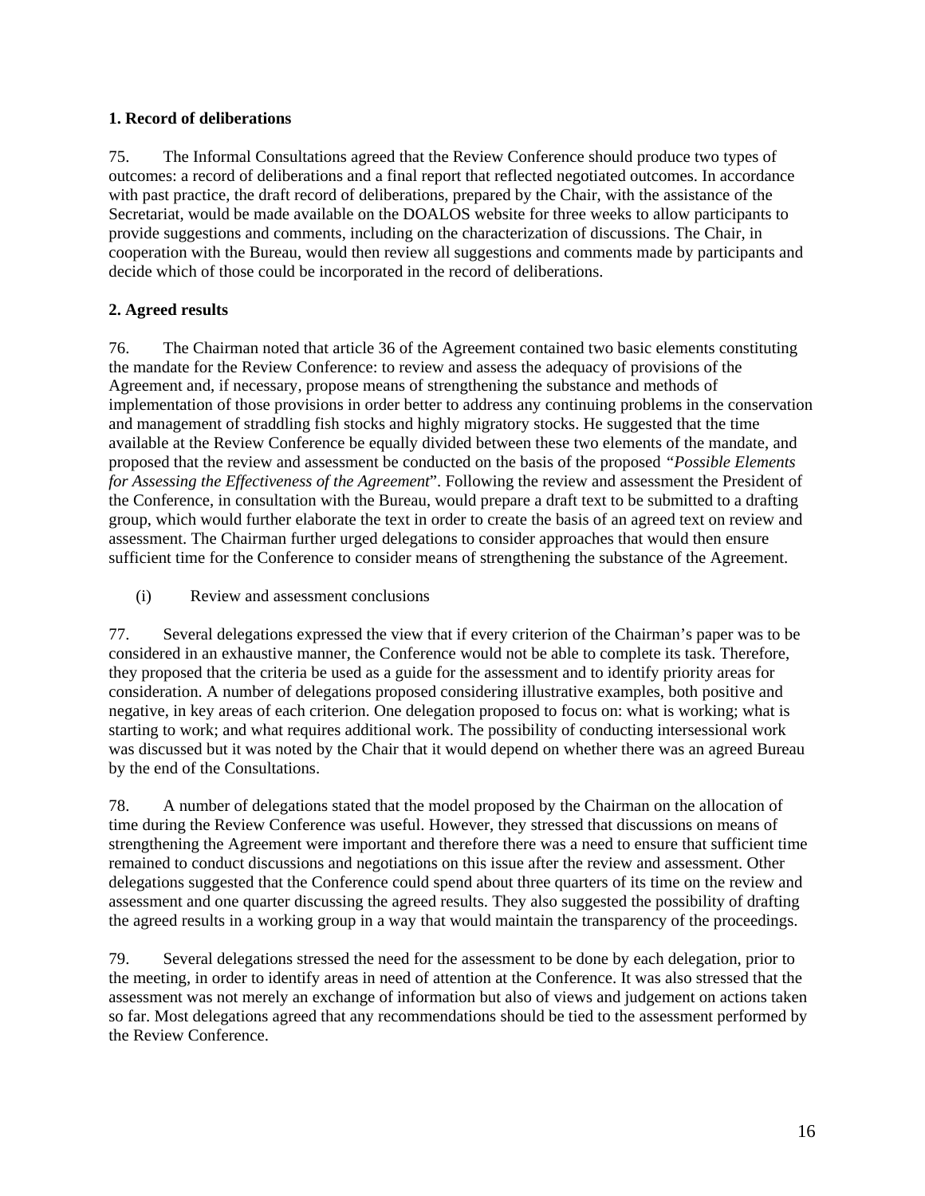### 1. Record of deliberations

75. The Informal Consultations agreed that the Review Conference should produce two types of outcomes: a record of deliberations and a final report that reflected negotiated outcomes. In accordance with past practice, the draft record of deliberations, prepared by the Chair, with the assistance of the Secretariat, would be made available on the DOALOS website for three weeks to allow participants to provide suggestions and comments, including on the characterization of discussions. The Chair, in cooperation with the Bureau, would then review all suggestions and comments made by participants and decide which of those could be incorporated in the record of deliberations.

### 2. Agreed results

76. The Chairman noted that article 36 of the Agreement contained two basic elements constituting the mandate for the Review Conference: to review and assess the adequacy of provisions of the Agreement and, if necessary, propose means of strengthening the substance and methods of implementation of those provisions in order better to address any continuing problems in the conservation and management of straddling fish stocks and highly migratory stocks. He suggested that the time available at the Review Conference be equally divided between these two elements of the mandate, and proposed that the review and assessment be conducted on the basis of the proposed *"Possible Elements for Assessing the Effectiveness of the Agreement*". Following the review and assessment the President of the Conference, in consultation with the Bureau, would prepare a draft text to be submitted to a drafting group, which would further elaborate the text in order to create the basis of an agreed text on review and assessment. The Chairman further urged delegations to consider approaches that would then ensure sufficient time for the Conference to consider means of strengthening the substance of the Agreement.

(i) Review and assessment conclusions

77. Several delegations expressed the view that if every criterion of the Chairman's paper was to be considered in an exhaustive manner, the Conference would not be able to complete its task. Therefore, they proposed that the criteria be used as a guide for the assessment and to identify priority areas for consideration. A number of delegations proposed considering illustrative examples, both positive and negative, in key areas of each criterion. One delegation proposed to focus on: what is working; what is starting to work; and what requires additional work. The possibility of conducting intersessional work was discussed but it was noted by the Chair that it would depend on whether there was an agreed Bureau by the end of the Consultations.

78. A number of delegations stated that the model proposed by the Chairman on the allocation of time during the Review Conference was useful. However, they stressed that discussions on means of strengthening the Agreement were important and therefore there was a need to ensure that sufficient time remained to conduct discussions and negotiations on this issue after the review and assessment. Other delegations suggested that the Conference could spend about three quarters of its time on the review and assessment and one quarter discussing the agreed results. They also suggested the possibility of drafting the agreed results in a working group in a way that would maintain the transparency of the proceedings.

79. Several delegations stressed the need for the assessment to be done by each delegation, prior to the meeting, in order to identify areas in need of attention at the Conference. It was also stressed that the assessment was not merely an exchange of information but also of views and judgement on actions taken so far. Most delegations agreed that any recommendations should be tied to the assessment performed by the Review Conference.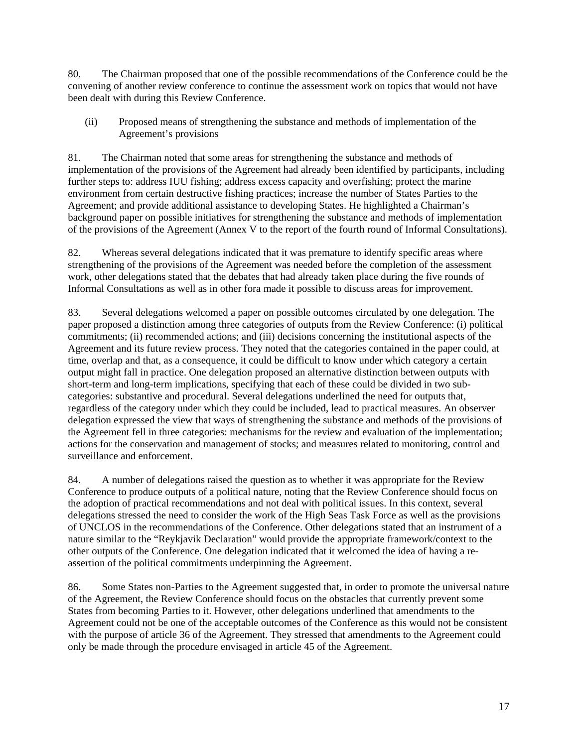80. The Chairman proposed that one of the possible recommendations of the Conference could be the convening of another review conference to continue the assessment work on topics that would not have been dealt with during this Review Conference.

(ii) Proposed means of strengthening the substance and methods of implementation of the Agreement's provisions

81. The Chairman noted that some areas for strengthening the substance and methods of implementation of the provisions of the Agreement had already been identified by participants, including further steps to: address IUU fishing; address excess capacity and overfishing; protect the marine environment from certain destructive fishing practices; increase the number of States Parties to the Agreement; and provide additional assistance to developing States. He highlighted a Chairman's background paper on possible initiatives for strengthening the substance and methods of implementation of the provisions of the Agreement (Annex V to the report of the fourth round of Informal Consultations).

82. Whereas several delegations indicated that it was premature to identify specific areas where strengthening of the provisions of the Agreement was needed before the completion of the assessment work, other delegations stated that the debates that had already taken place during the five rounds of Informal Consultations as well as in other fora made it possible to discuss areas for improvement.

83. Several delegations welcomed a paper on possible outcomes circulated by one delegation. The paper proposed a distinction among three categories of outputs from the Review Conference: (i) political commitments; (ii) recommended actions; and (iii) decisions concerning the institutional aspects of the Agreement and its future review process. They noted that the categories contained in the paper could, at time, overlap and that, as a consequence, it could be difficult to know under which category a certain output might fall in practice. One delegation proposed an alternative distinction between outputs with short-term and long-term implications, specifying that each of these could be divided in two sub-categories: substantive and procedural. Several delegations underlined the need for outputs that, regardless of the category under which they could be included, lead to practical measures. An observer delegation expressed the view that ways of strengthening the substance and methods of the provisions of the Agreement fell in three categories: mechanisms for the review and evaluation of the implementation; actions for the conservation and management of stocks; and measures related to monitoring, control and surveillance and enforcement.

84. A number of delegations raised the question as to whether it was appropriate for the Review Conference to produce outputs of a political nature, noting that the Review Conference should focus on the adoption of practical recommendations and not deal with political issues. In this context, several delegations stressed the need to consider the work of the High Seas Task Force as well as the provisions of UNCLOS in the recommendations of the Conference. Other delegations stated that an instrument of a nature similar to the "Reykjavik Declaration" would provide the appropriate framework/context to the other outputs of the Conference. One delegation indicated that it welcomed the idea of having a re-assertion of the political commitments underpinning the Agreement.

86. Some States non-Parties to the Agreement suggested that, in order to promote the universal nature of the Agreement, the Review Conference should focus on the obstacles that currently prevent some States from becoming Parties to it. However, other delegations underlined that amendments to the Agreement could not be one of the acceptable outcomes of the Conference as this would not be consistent with the purpose of article 36 of the Agreement. They stressed that amendments to the Agreement could only be made through the procedure envisaged in article 45 of the Agreement.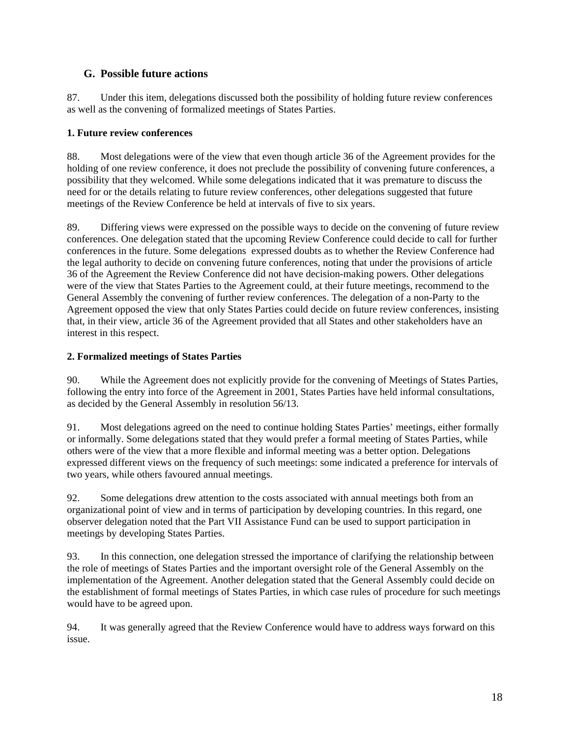## G. Possible future actions

87. Under this item, delegations discussed both the possibility of holding future review conferences as well as the convening of formalized meetings of States Parties.

### 1. Future review conferences

88. Most delegations were of the view that even though article 36 of the Agreement provides for the holding of one review conference, it does not preclude the possibility of convening future conferences, a possibility that they welcomed. While some delegations indicated that it was premature to discuss the need for or the details relating to future review conferences, other delegations suggested that future meetings of the Review Conference be held at intervals of five to six years.

89. Differing views were expressed on the possible ways to decide on the convening of future review conferences. One delegation stated that the upcoming Review Conference could decide to call for further conferences in the future. Some delegations expressed doubts as to whether the Review Conference had the legal authority to decide on convening future conferences, noting that under the provisions of article 36 of the Agreement the Review Conference did not have decision-making powers. Other delegations were of the view that States Parties to the Agreement could, at their future meetings, recommend to the General Assembly the convening of further review conferences. The delegation of a non-Party to the Agreement opposed the view that only States Parties could decide on future review conferences, insisting that, in their view, article 36 of the Agreement provided that all States and other stakeholders have an interest in this respect.

### 2. Formalized meetings of States Parties

90. While the Agreement does not explicitly provide for the convening of Meetings of States Parties, following the entry into force of the Agreement in 2001, States Parties have held informal consultations, as decided by the General Assembly in resolution 56/13.

91. Most delegations agreed on the need to continue holding States Parties' meetings, either formally or informally. Some delegations stated that they would prefer a formal meeting of States Parties, while others were of the view that a more flexible and informal meeting was a better option. Delegations expressed different views on the frequency of such meetings: some indicated a preference for intervals of two years, while others favoured annual meetings.

92. Some delegations drew attention to the costs associated with annual meetings both from an organizational point of view and in terms of participation by developing countries. In this regard, one observer delegation noted that the Part VII Assistance Fund can be used to support participation in meetings by developing States Parties.

93. In this connection, one delegation stressed the importance of clarifying the relationship between the role of meetings of States Parties and the important oversight role of the General Assembly on the implementation of the Agreement. Another delegation stated that the General Assembly could decide on the establishment of formal meetings of States Parties, in which case rules of procedure for such meetings would have to be agreed upon.

94. It was generally agreed that the Review Conference would have to address ways forward on this issue.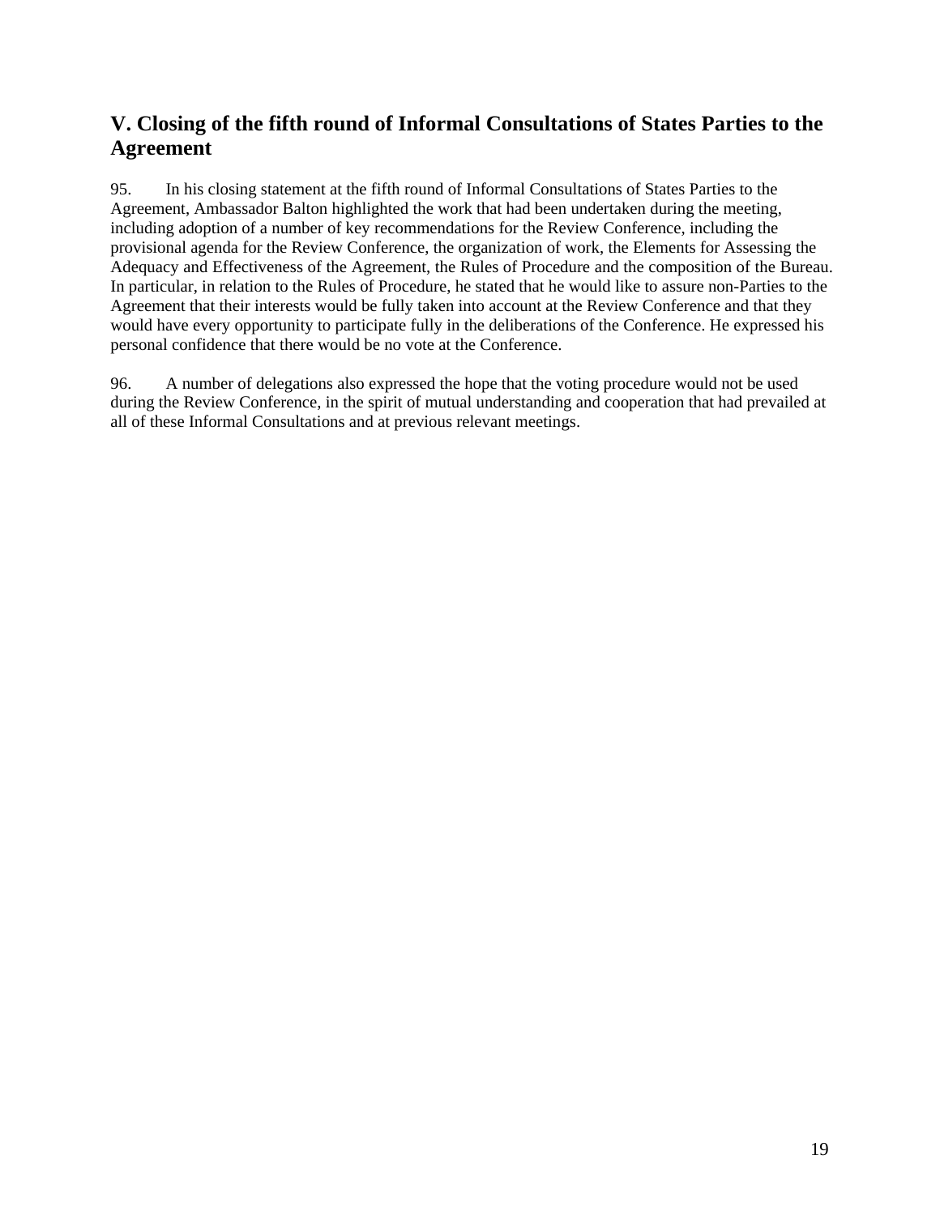## V. Closing of the fifth round of Informal Consultations of States Parties to the Agreement

95. In his closing statement at the fifth round of Informal Consultations of States Parties to the Agreement, Ambassador Balton highlighted the work that had been undertaken during the meeting, including adoption of a number of key recommendations for the Review Conference, including the provisional agenda for the Review Conference, the organization of work, the Elements for Assessing the Adequacy and Effectiveness of the Agreement, the Rules of Procedure and the composition of the Bureau. In particular, in relation to the Rules of Procedure, he stated that he would like to assure non-Parties to the Agreement that their interests would be fully taken into account at the Review Conference and that they would have every opportunity to participate fully in the deliberations of the Conference. He expressed his personal confidence that there would be no vote at the Conference.

96. A number of delegations also expressed the hope that the voting procedure would not be used during the Review Conference, in the spirit of mutual understanding and cooperation that had prevailed at all of these Informal Consultations and at previous relevant meetings.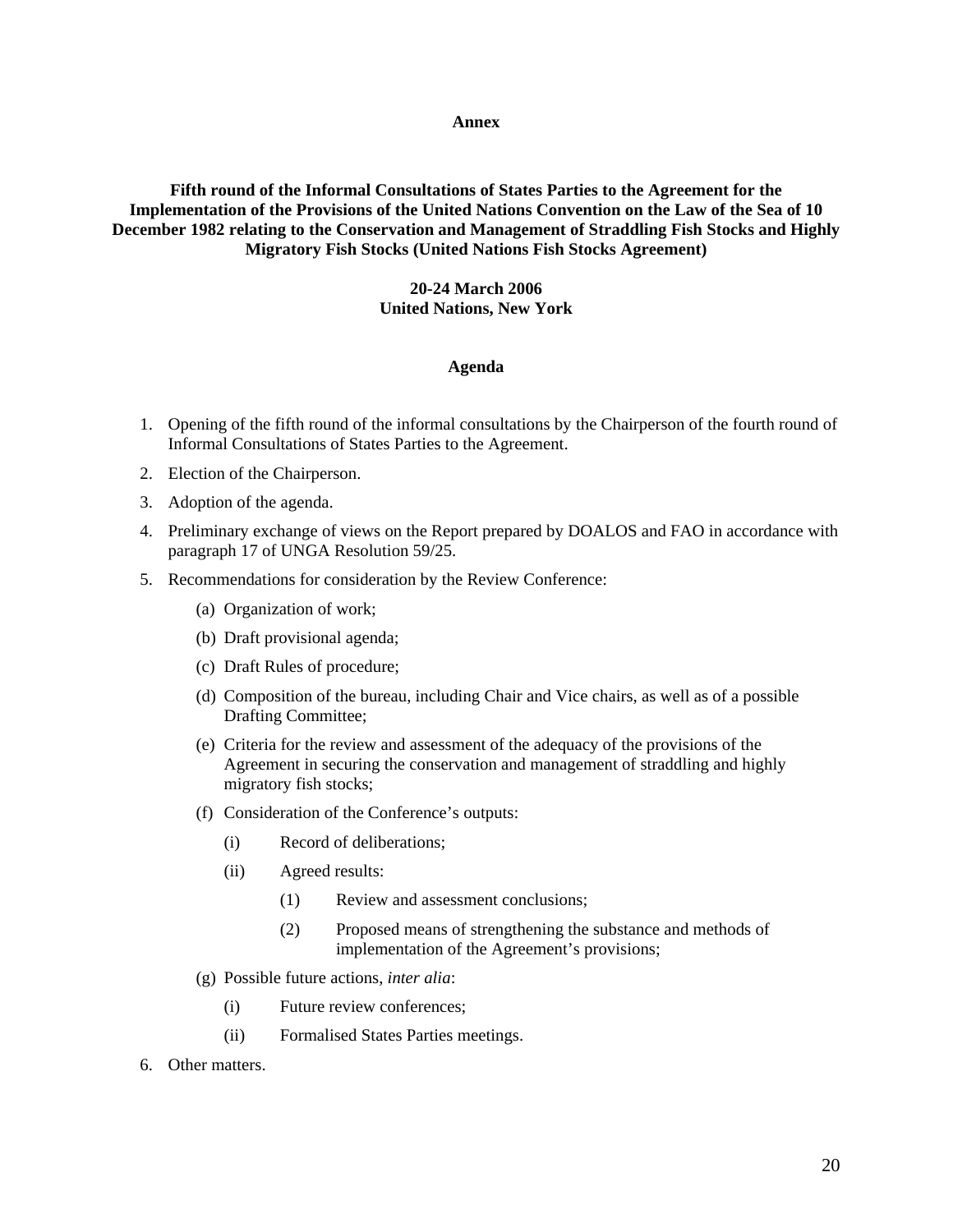**Annex**

**Fifth round of the Informal Consultations of States Parties to the Agreement for the Implementation of the Provisions of the United Nations Convention on the Law of the Sea of 10 December 1982 relating to the Conservation and Management of Straddling Fish Stocks and Highly Migratory Fish Stocks (United Nations Fish Stocks Agreement)**

**20-24 March 2006**
**United Nations, New York**

**Agenda**

1. Opening of the fifth round of the informal consultations by the Chairperson of the fourth round of Informal Consultations of States Parties to the Agreement.
2. Election of the Chairperson.
3. Adoption of the agenda.
4. Preliminary exchange of views on the Report prepared by DOALOS and FAO in accordance with paragraph 17 of UNGA Resolution 59/25.
5. Recommendations for consideration by the Review Conference:
   - (a) Organization of work;
   - (b) Draft provisional agenda;
   - (c) Draft Rules of procedure;
   - (d) Composition of the bureau, including Chair and Vice chairs, as well as of a possible Drafting Committee;
   - (e) Criteria for the review and assessment of the adequacy of the provisions of the Agreement in securing the conservation and management of straddling and highly migratory fish stocks;
   - (f) Consideration of the Conference's outputs:
     - (i) Record of deliberations;
     - (ii) Agreed results:
       - (1) Review and assessment conclusions;
       - (2) Proposed means of strengthening the substance and methods of implementation of the Agreement's provisions;
   - (g) Possible future actions, *inter alia*:
     - (i) Future review conferences;
     - (ii) Formalised States Parties meetings.
6. Other matters.